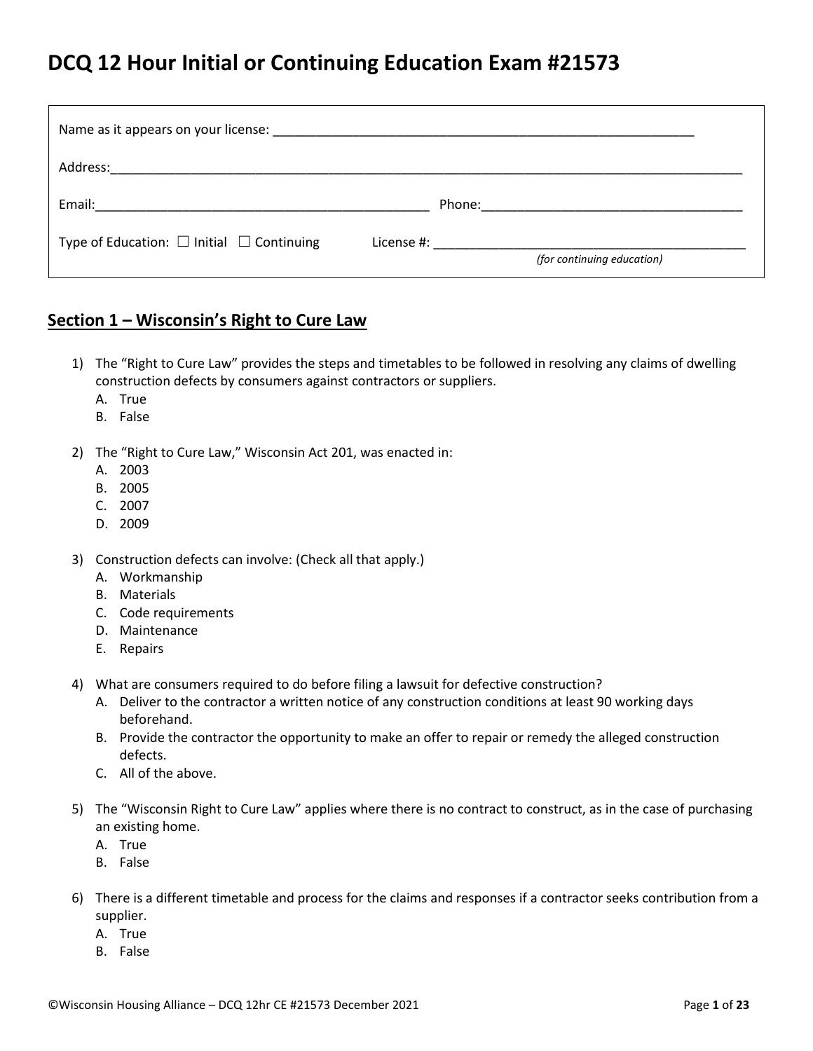# DCQ 12 Hour Initial or Continuing Education Exam #21573

Name as it appears on your license: ____________________________________________________________

Address: ______________________________________________________________________________________

Email: _______________________________________________ Phone: ____________________________________

Type of Education: ☐ Initial ☐ Continuing License #: ____________________________________________
*(for continuing education)*

## Section 1 – Wisconsin's Right to Cure Law

1) The "Right to Cure Law" provides the steps and timetables to be followed in resolving any claims of dwelling construction defects by consumers against contractors or suppliers.
   A. True
   B. False

2) The "Right to Cure Law," Wisconsin Act 201, was enacted in:
   A. 2003
   B. 2005
   C. 2007
   D. 2009

3) Construction defects can involve: (Check all that apply.)
   A. Workmanship
   B. Materials
   C. Code requirements
   D. Maintenance
   E. Repairs

4) What are consumers required to do before filing a lawsuit for defective construction?
   A. Deliver to the contractor a written notice of any construction conditions at least 90 working days beforehand.
   B. Provide the contractor the opportunity to make an offer to repair or remedy the alleged construction defects.
   C. All of the above.

5) The "Wisconsin Right to Cure Law" applies where there is no contract to construct, as in the case of purchasing an existing home.
   A. True
   B. False

6) There is a different timetable and process for the claims and responses if a contractor seeks contribution from a supplier.
   A. True
   B. False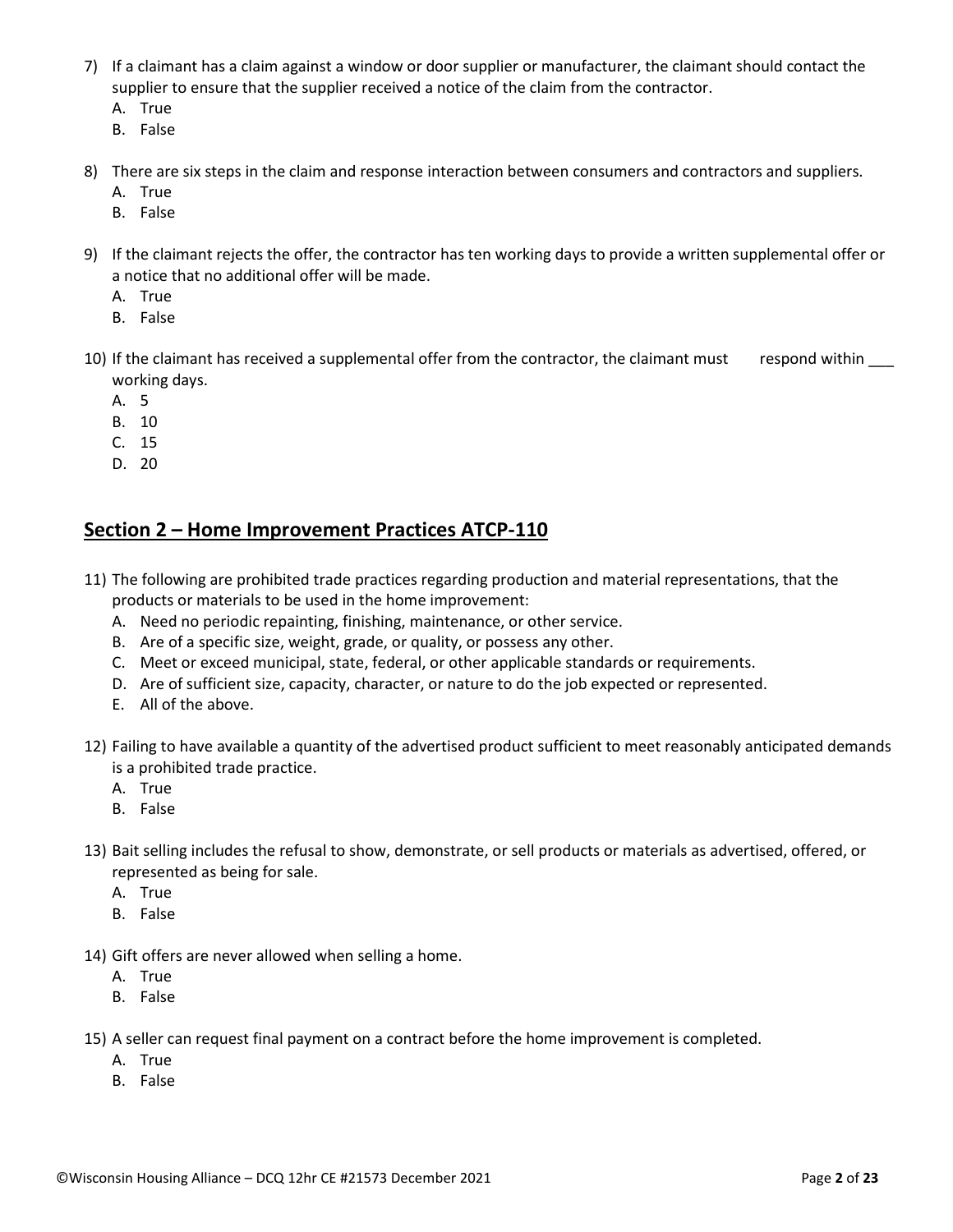7) If a claimant has a claim against a window or door supplier or manufacturer, the claimant should contact the supplier to ensure that the supplier received a notice of the claim from the contractor.
   A. True
   B. False

8) There are six steps in the claim and response interaction between consumers and contractors and suppliers.
   A. True
   B. False

9) If the claimant rejects the offer, the contractor has ten working days to provide a written supplemental offer or a notice that no additional offer will be made.
   A. True
   B. False

10) If the claimant has received a supplemental offer from the contractor, the claimant must respond within ___ working days.
    A. 5
    B. 10
    C. 15
    D. 20

## Section 2 – Home Improvement Practices ATCP-110

11) The following are prohibited trade practices regarding production and material representations, that the products or materials to be used in the home improvement:
    A. Need no periodic repainting, finishing, maintenance, or other service.
    B. Are of a specific size, weight, grade, or quality, or possess any other.
    C. Meet or exceed municipal, state, federal, or other applicable standards or requirements.
    D. Are of sufficient size, capacity, character, or nature to do the job expected or represented.
    E. All of the above.

12) Failing to have available a quantity of the advertised product sufficient to meet reasonably anticipated demands is a prohibited trade practice.
    A. True
    B. False

13) Bait selling includes the refusal to show, demonstrate, or sell products or materials as advertised, offered, or represented as being for sale.
    A. True
    B. False

14) Gift offers are never allowed when selling a home.
    A. True
    B. False

15) A seller can request final payment on a contract before the home improvement is completed.
    A. True
    B. False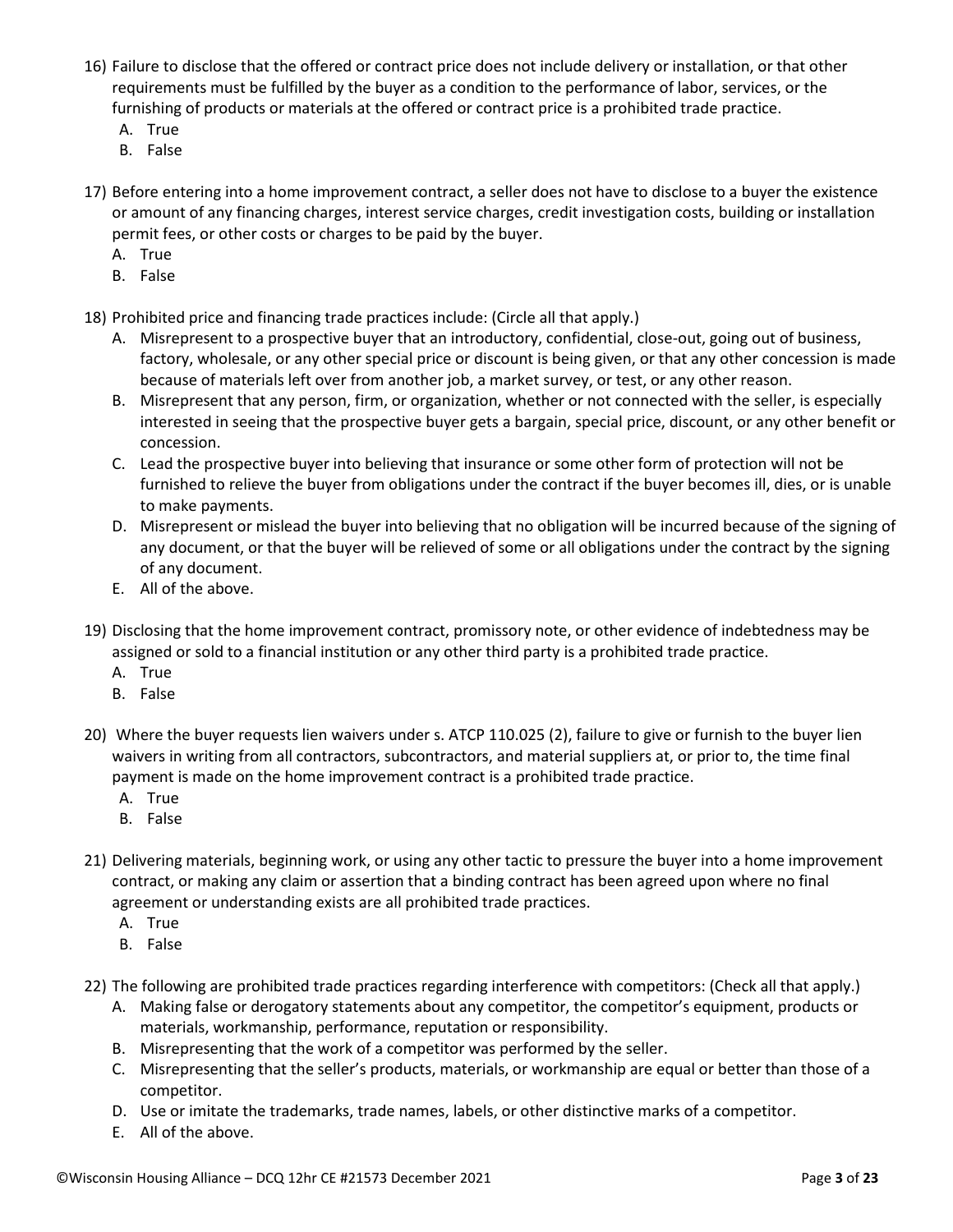16) Failure to disclose that the offered or contract price does not include delivery or installation, or that other requirements must be fulfilled by the buyer as a condition to the performance of labor, services, or the furnishing of products or materials at the offered or contract price is a prohibited trade practice.
    - A. True
    - B. False

17) Before entering into a home improvement contract, a seller does not have to disclose to a buyer the existence or amount of any financing charges, interest service charges, credit investigation costs, building or installation permit fees, or other costs or charges to be paid by the buyer.
    - A. True
    - B. False

18) Prohibited price and financing trade practices include: (Circle all that apply.)
    - A. Misrepresent to a prospective buyer that an introductory, confidential, close-out, going out of business, factory, wholesale, or any other special price or discount is being given, or that any other concession is made because of materials left over from another job, a market survey, or test, or any other reason.
    - B. Misrepresent that any person, firm, or organization, whether or not connected with the seller, is especially interested in seeing that the prospective buyer gets a bargain, special price, discount, or any other benefit or concession.
    - C. Lead the prospective buyer into believing that insurance or some other form of protection will not be furnished to relieve the buyer from obligations under the contract if the buyer becomes ill, dies, or is unable to make payments.
    - D. Misrepresent or mislead the buyer into believing that no obligation will be incurred because of the signing of any document, or that the buyer will be relieved of some or all obligations under the contract by the signing of any document.
    - E. All of the above.

19) Disclosing that the home improvement contract, promissory note, or other evidence of indebtedness may be assigned or sold to a financial institution or any other third party is a prohibited trade practice.
    - A. True
    - B. False

20) Where the buyer requests lien waivers under s. ATCP 110.025 (2), failure to give or furnish to the buyer lien waivers in writing from all contractors, subcontractors, and material suppliers at, or prior to, the time final payment is made on the home improvement contract is a prohibited trade practice.
    - A. True
    - B. False

21) Delivering materials, beginning work, or using any other tactic to pressure the buyer into a home improvement contract, or making any claim or assertion that a binding contract has been agreed upon where no final agreement or understanding exists are all prohibited trade practices.
    - A. True
    - B. False

22) The following are prohibited trade practices regarding interference with competitors: (Check all that apply.)
    - A. Making false or derogatory statements about any competitor, the competitor's equipment, products or materials, workmanship, performance, reputation or responsibility.
    - B. Misrepresenting that the work of a competitor was performed by the seller.
    - C. Misrepresenting that the seller's products, materials, or workmanship are equal or better than those of a competitor.
    - D. Use or imitate the trademarks, trade names, labels, or other distinctive marks of a competitor.
    - E. All of the above.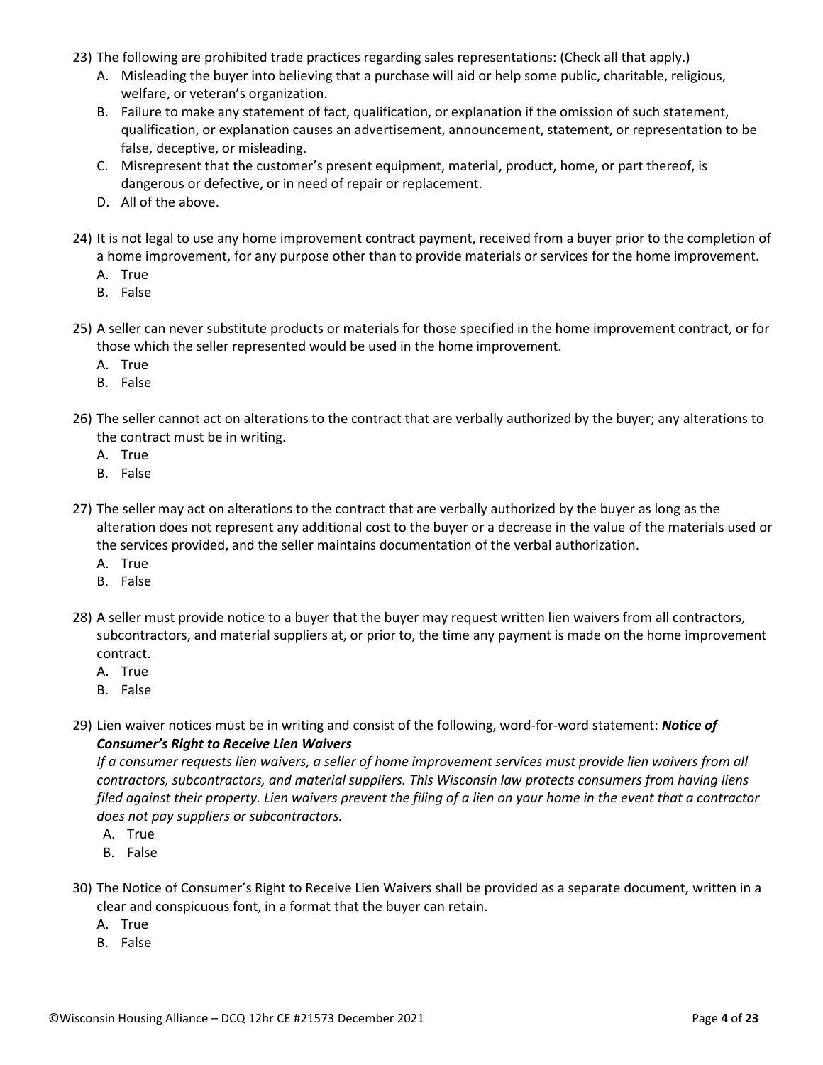23) The following are prohibited trade practices regarding sales representations: (Check all that apply.)
   A. Misleading the buyer into believing that a purchase will aid or help some public, charitable, religious, welfare, or veteran's organization.
   B. Failure to make any statement of fact, qualification, or explanation if the omission of such statement, qualification, or explanation causes an advertisement, announcement, statement, or representation to be false, deceptive, or misleading.
   C. Misrepresent that the customer's present equipment, material, product, home, or part thereof, is dangerous or defective, or in need of repair or replacement.
   D. All of the above.

24) It is not legal to use any home improvement contract payment, received from a buyer prior to the completion of a home improvement, for any purpose other than to provide materials or services for the home improvement.
   A. True
   B. False

25) A seller can never substitute products or materials for those specified in the home improvement contract, or for those which the seller represented would be used in the home improvement.
   A. True
   B. False

26) The seller cannot act on alterations to the contract that are verbally authorized by the buyer; any alterations to the contract must be in writing.
   A. True
   B. False

27) The seller may act on alterations to the contract that are verbally authorized by the buyer as long as the alteration does not represent any additional cost to the buyer or a decrease in the value of the materials used or the services provided, and the seller maintains documentation of the verbal authorization.
   A. True
   B. False

28) A seller must provide notice to a buyer that the buyer may request written lien waivers from all contractors, subcontractors, and material suppliers at, or prior to, the time any payment is made on the home improvement contract.
   A. True
   B. False

29) Lien waiver notices must be in writing and consist of the following, word-for-word statement: ***Notice of Consumer's Right to Receive Lien Waivers***
   *If a consumer requests lien waivers, a seller of home improvement services must provide lien waivers from all contractors, subcontractors, and material suppliers. This Wisconsin law protects consumers from having liens filed against their property. Lien waivers prevent the filing of a lien on your home in the event that a contractor does not pay suppliers or subcontractors.*
   A. True
   B. False

30) The Notice of Consumer's Right to Receive Lien Waivers shall be provided as a separate document, written in a clear and conspicuous font, in a format that the buyer can retain.
   A. True
   B. False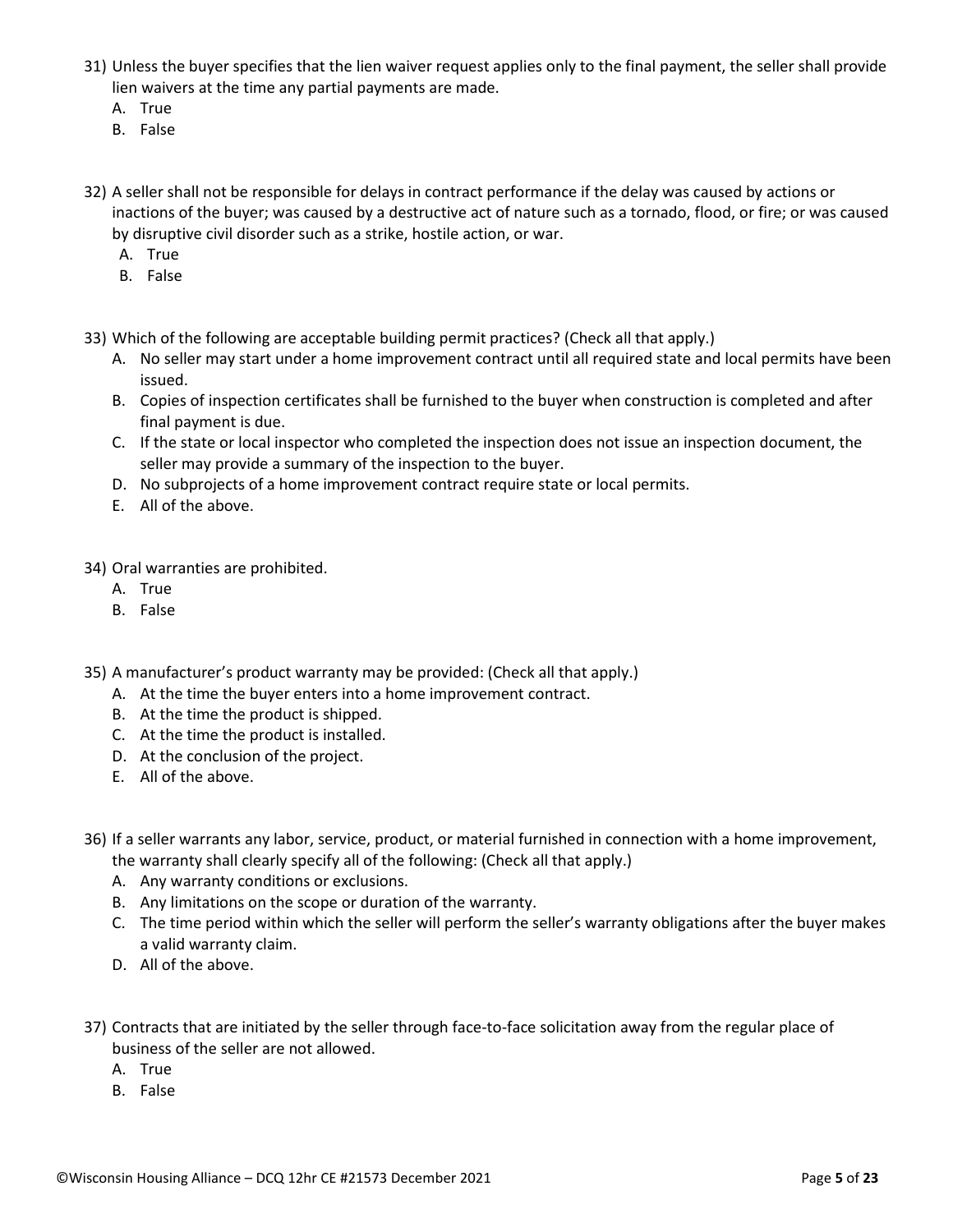31) Unless the buyer specifies that the lien waiver request applies only to the final payment, the seller shall provide lien waivers at the time any partial payments are made.
    - A. True
    - B. False

32) A seller shall not be responsible for delays in contract performance if the delay was caused by actions or inactions of the buyer; was caused by a destructive act of nature such as a tornado, flood, or fire; or was caused by disruptive civil disorder such as a strike, hostile action, or war.
    - A. True
    - B. False

33) Which of the following are acceptable building permit practices? (Check all that apply.)
    - A. No seller may start under a home improvement contract until all required state and local permits have been issued.
    - B. Copies of inspection certificates shall be furnished to the buyer when construction is completed and after final payment is due.
    - C. If the state or local inspector who completed the inspection does not issue an inspection document, the seller may provide a summary of the inspection to the buyer.
    - D. No subprojects of a home improvement contract require state or local permits.
    - E. All of the above.

34) Oral warranties are prohibited.
    - A. True
    - B. False

35) A manufacturer's product warranty may be provided: (Check all that apply.)
    - A. At the time the buyer enters into a home improvement contract.
    - B. At the time the product is shipped.
    - C. At the time the product is installed.
    - D. At the conclusion of the project.
    - E. All of the above.

36) If a seller warrants any labor, service, product, or material furnished in connection with a home improvement, the warranty shall clearly specify all of the following: (Check all that apply.)
    - A. Any warranty conditions or exclusions.
    - B. Any limitations on the scope or duration of the warranty.
    - C. The time period within which the seller will perform the seller's warranty obligations after the buyer makes a valid warranty claim.
    - D. All of the above.

37) Contracts that are initiated by the seller through face-to-face solicitation away from the regular place of business of the seller are not allowed.
    - A. True
    - B. False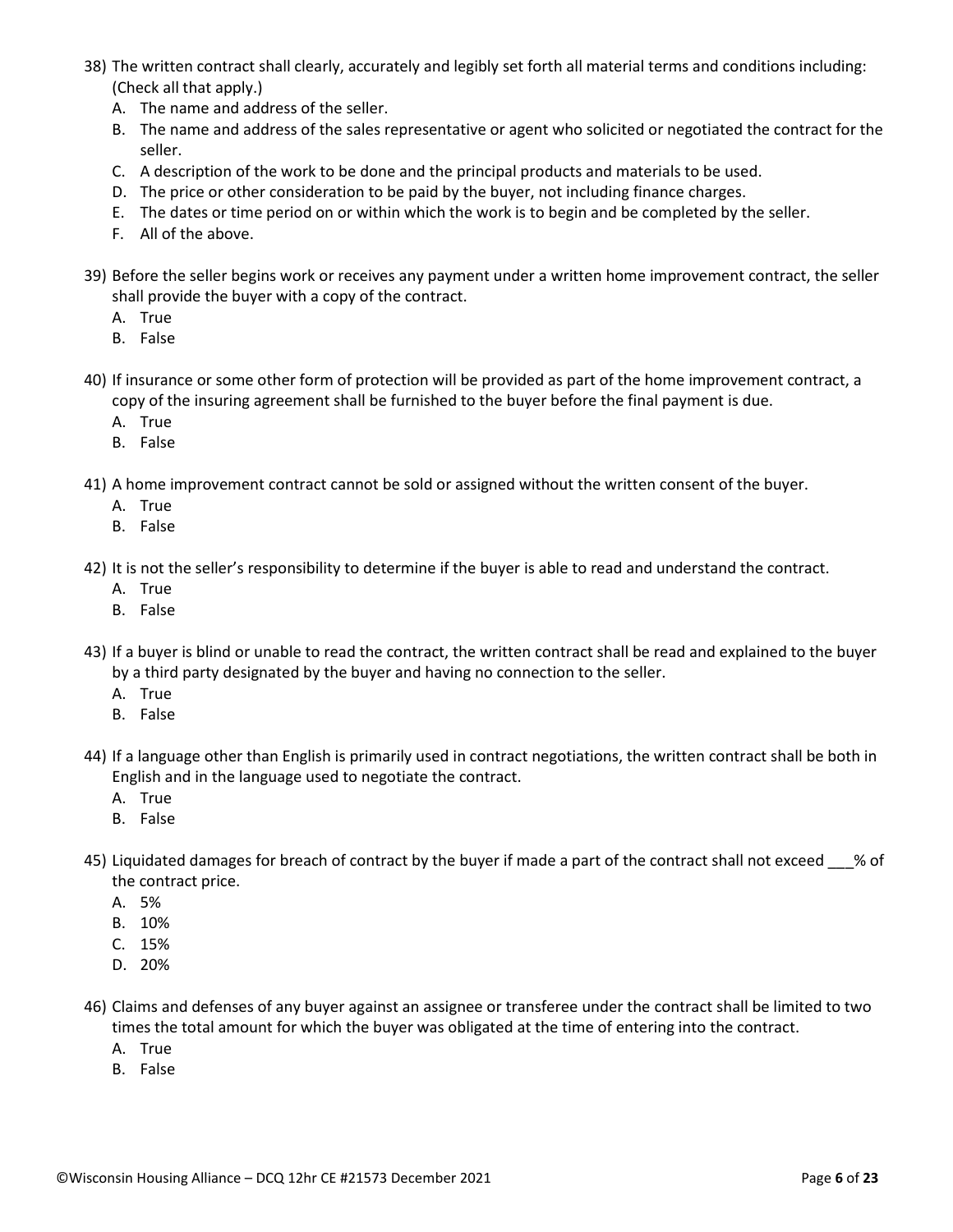38) The written contract shall clearly, accurately and legibly set forth all material terms and conditions including: (Check all that apply.)
   A. The name and address of the seller.
   B. The name and address of the sales representative or agent who solicited or negotiated the contract for the seller.
   C. A description of the work to be done and the principal products and materials to be used.
   D. The price or other consideration to be paid by the buyer, not including finance charges.
   E. The dates or time period on or within which the work is to begin and be completed by the seller.
   F. All of the above.

39) Before the seller begins work or receives any payment under a written home improvement contract, the seller shall provide the buyer with a copy of the contract.
   A. True
   B. False

40) If insurance or some other form of protection will be provided as part of the home improvement contract, a copy of the insuring agreement shall be furnished to the buyer before the final payment is due.
   A. True
   B. False

41) A home improvement contract cannot be sold or assigned without the written consent of the buyer.
   A. True
   B. False

42) It is not the seller's responsibility to determine if the buyer is able to read and understand the contract.
   A. True
   B. False

43) If a buyer is blind or unable to read the contract, the written contract shall be read and explained to the buyer by a third party designated by the buyer and having no connection to the seller.
   A. True
   B. False

44) If a language other than English is primarily used in contract negotiations, the written contract shall be both in English and in the language used to negotiate the contract.
   A. True
   B. False

45) Liquidated damages for breach of contract by the buyer if made a part of the contract shall not exceed ___% of the contract price.
   A. 5%
   B. 10%
   C. 15%
   D. 20%

46) Claims and defenses of any buyer against an assignee or transferee under the contract shall be limited to two times the total amount for which the buyer was obligated at the time of entering into the contract.
   A. True
   B. False

©Wisconsin Housing Alliance – DCQ 12hr CE #21573 December 2021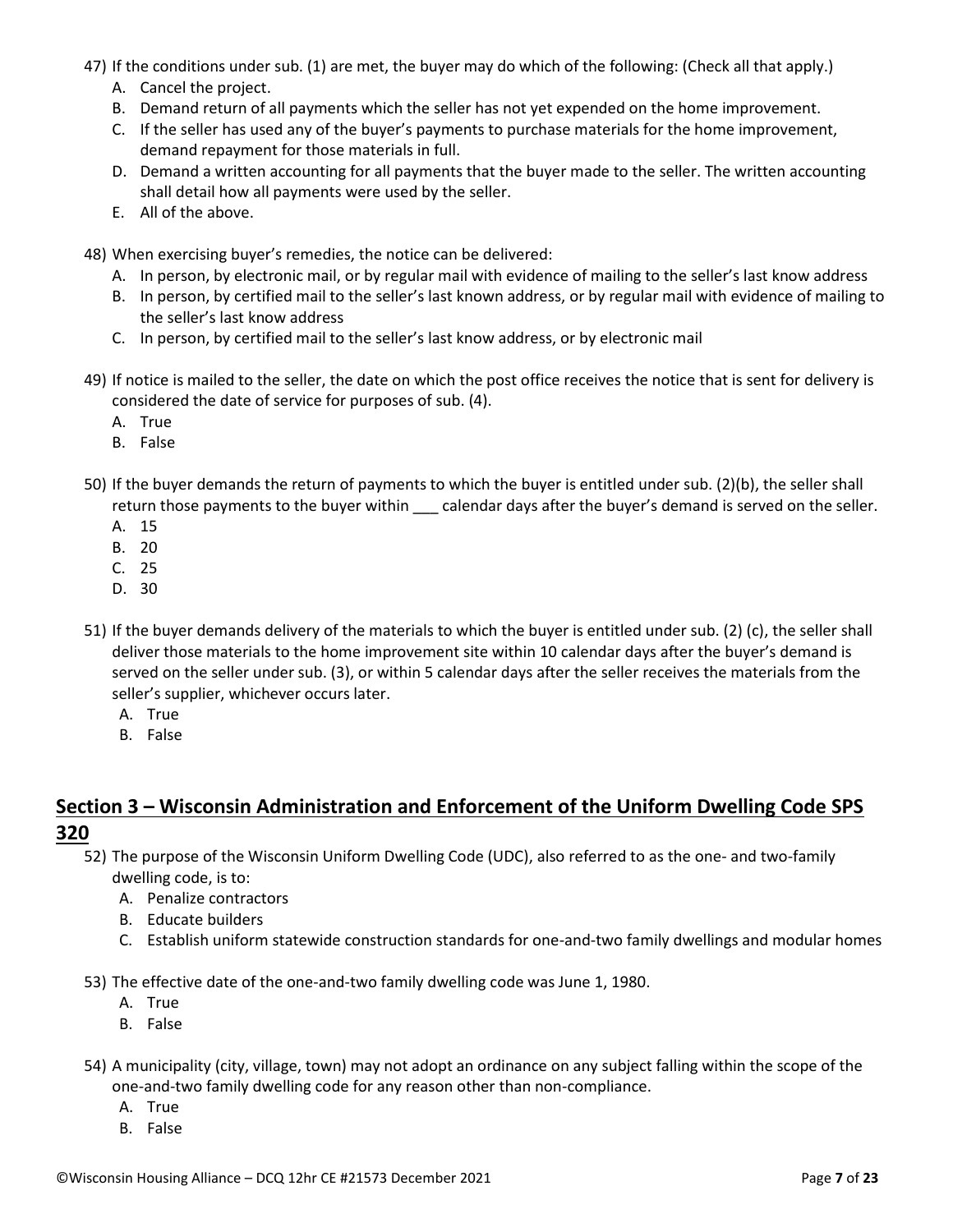47) If the conditions under sub. (1) are met, the buyer may do which of the following: (Check all that apply.)
   A. Cancel the project.
   B. Demand return of all payments which the seller has not yet expended on the home improvement.
   C. If the seller has used any of the buyer's payments to purchase materials for the home improvement, demand repayment for those materials in full.
   D. Demand a written accounting for all payments that the buyer made to the seller. The written accounting shall detail how all payments were used by the seller.
   E. All of the above.

48) When exercising buyer's remedies, the notice can be delivered:
   A. In person, by electronic mail, or by regular mail with evidence of mailing to the seller's last know address
   B. In person, by certified mail to the seller's last known address, or by regular mail with evidence of mailing to the seller's last know address
   C. In person, by certified mail to the seller's last know address, or by electronic mail

49) If notice is mailed to the seller, the date on which the post office receives the notice that is sent for delivery is considered the date of service for purposes of sub. (4).
   A. True
   B. False

50) If the buyer demands the return of payments to which the buyer is entitled under sub. (2)(b), the seller shall return those payments to the buyer within ___ calendar days after the buyer's demand is served on the seller.
   A. 15
   B. 20
   C. 25
   D. 30

51) If the buyer demands delivery of the materials to which the buyer is entitled under sub. (2) (c), the seller shall deliver those materials to the home improvement site within 10 calendar days after the buyer's demand is served on the seller under sub. (3), or within 5 calendar days after the seller receives the materials from the seller's supplier, whichever occurs later.
   A. True
   B. False

## Section 3 – Wisconsin Administration and Enforcement of the Uniform Dwelling Code SPS 320

52) The purpose of the Wisconsin Uniform Dwelling Code (UDC), also referred to as the one- and two-family dwelling code, is to:
   A. Penalize contractors
   B. Educate builders
   C. Establish uniform statewide construction standards for one-and-two family dwellings and modular homes

53) The effective date of the one-and-two family dwelling code was June 1, 1980.
   A. True
   B. False

54) A municipality (city, village, town) may not adopt an ordinance on any subject falling within the scope of the one-and-two family dwelling code for any reason other than non-compliance.
   A. True
   B. False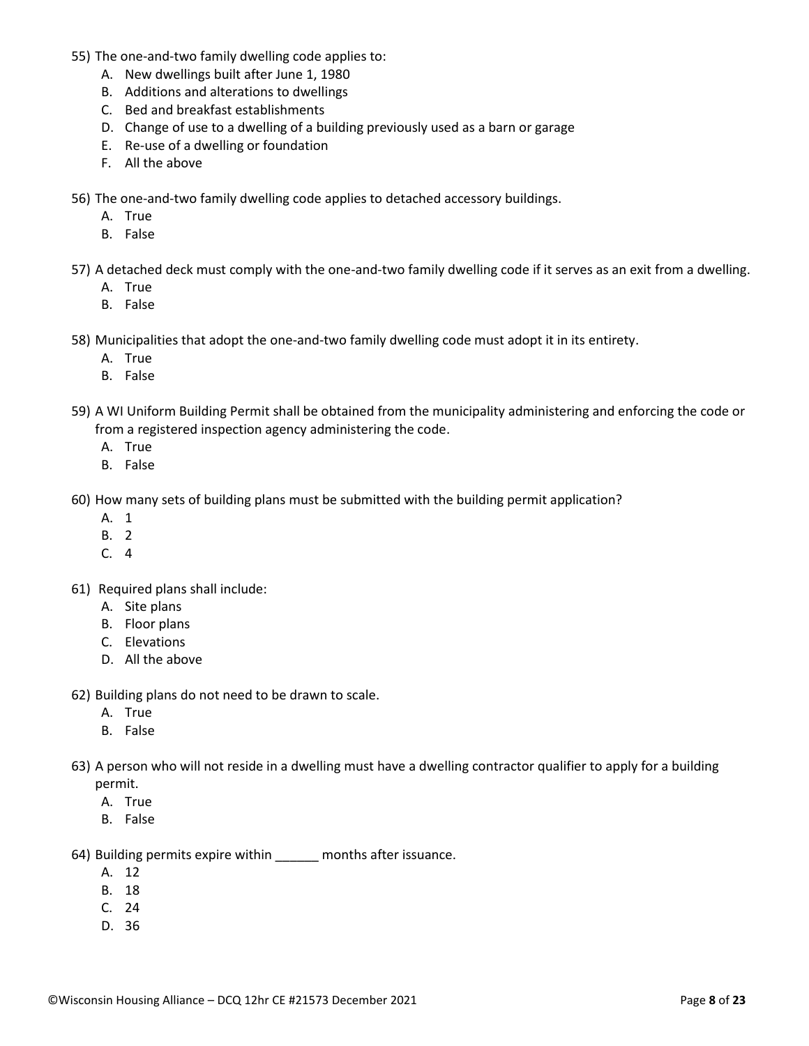55) The one-and-two family dwelling code applies to:
   A. New dwellings built after June 1, 1980
   B. Additions and alterations to dwellings
   C. Bed and breakfast establishments
   D. Change of use to a dwelling of a building previously used as a barn or garage
   E. Re-use of a dwelling or foundation
   F. All the above

56) The one-and-two family dwelling code applies to detached accessory buildings.
   A. True
   B. False

57) A detached deck must comply with the one-and-two family dwelling code if it serves as an exit from a dwelling.
   A. True
   B. False

58) Municipalities that adopt the one-and-two family dwelling code must adopt it in its entirety.
   A. True
   B. False

59) A WI Uniform Building Permit shall be obtained from the municipality administering and enforcing the code or from a registered inspection agency administering the code.
   A. True
   B. False

60) How many sets of building plans must be submitted with the building permit application?
   A. 1
   B. 2
   C. 4

61) Required plans shall include:
   A. Site plans
   B. Floor plans
   C. Elevations
   D. All the above

62) Building plans do not need to be drawn to scale.
   A. True
   B. False

63) A person who will not reside in a dwelling must have a dwelling contractor qualifier to apply for a building permit.
   A. True
   B. False

64) Building permits expire within ______ months after issuance.
   A. 12
   B. 18
   C. 24
   D. 36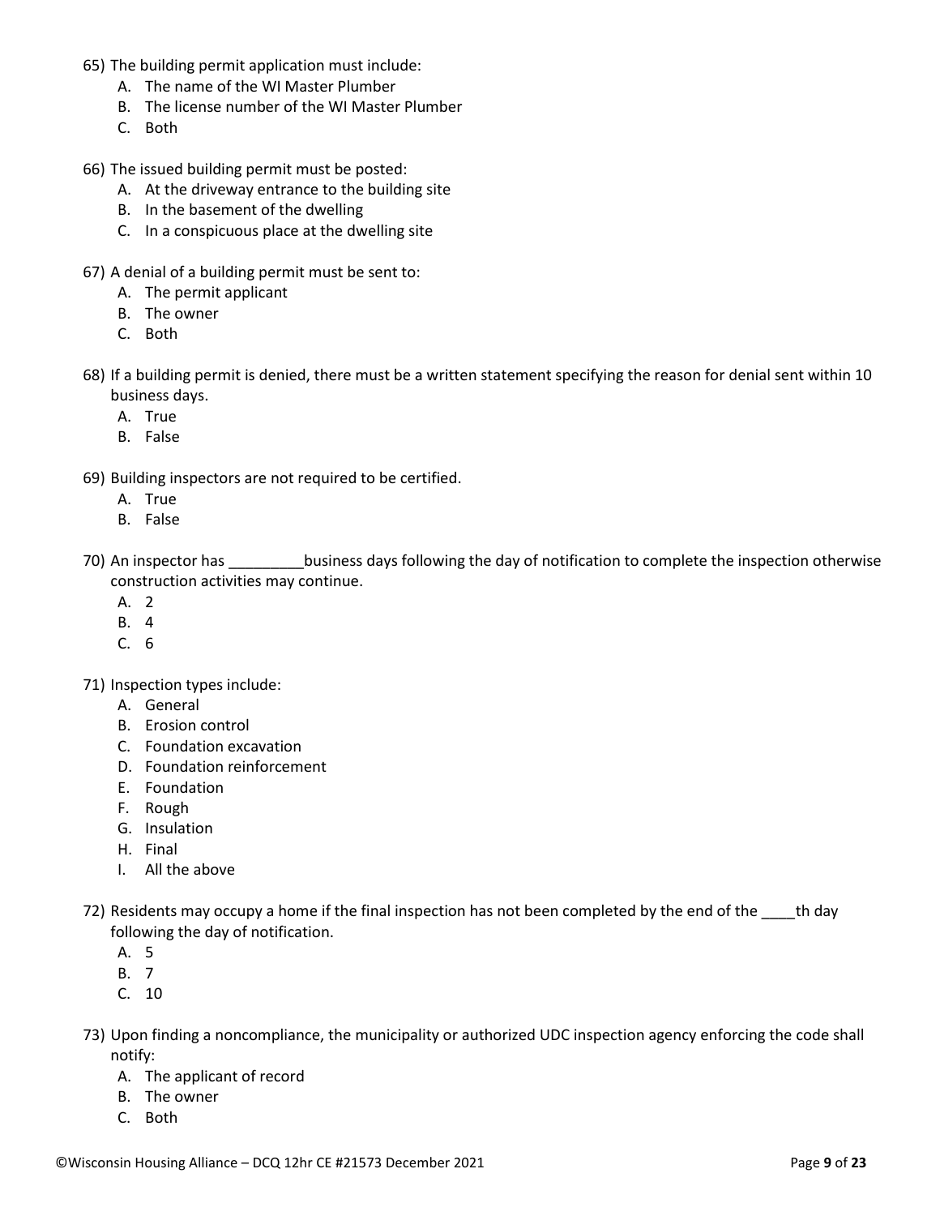65) The building permit application must include:
   A. The name of the WI Master Plumber
   B. The license number of the WI Master Plumber
   C. Both

66) The issued building permit must be posted:
   A. At the driveway entrance to the building site
   B. In the basement of the dwelling
   C. In a conspicuous place at the dwelling site

67) A denial of a building permit must be sent to:
   A. The permit applicant
   B. The owner
   C. Both

68) If a building permit is denied, there must be a written statement specifying the reason for denial sent within 10 business days.
   A. True
   B. False

69) Building inspectors are not required to be certified.
   A. True
   B. False

70) An inspector has _________business days following the day of notification to complete the inspection otherwise construction activities may continue.
   A. 2
   B. 4
   C. 6

71) Inspection types include:
   A. General
   B. Erosion control
   C. Foundation excavation
   D. Foundation reinforcement
   E. Foundation
   F. Rough
   G. Insulation
   H. Final
   I. All the above

72) Residents may occupy a home if the final inspection has not been completed by the end of the ____th day following the day of notification.
   A. 5
   B. 7
   C. 10

73) Upon finding a noncompliance, the municipality or authorized UDC inspection agency enforcing the code shall notify:
   A. The applicant of record
   B. The owner
   C. Both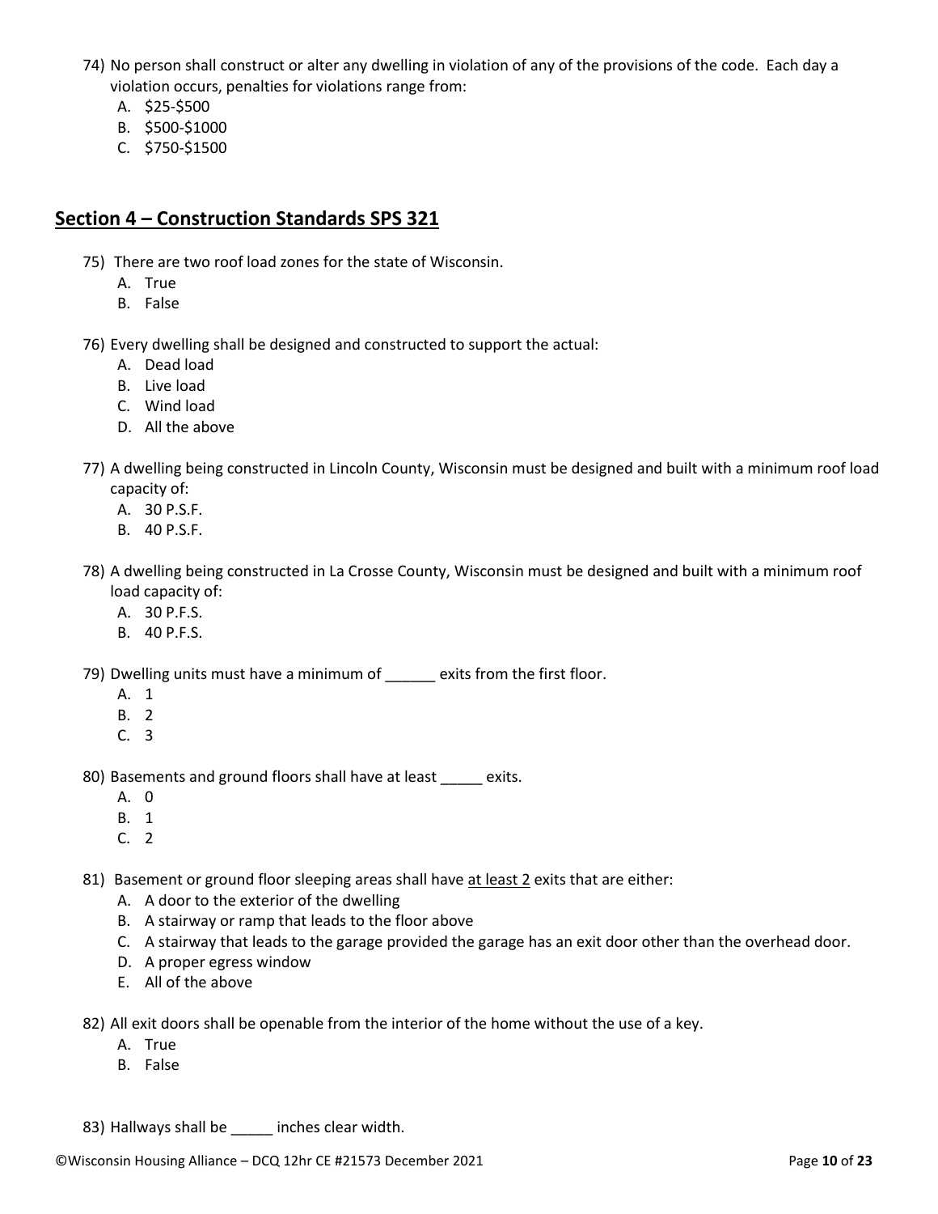74) No person shall construct or alter any dwelling in violation of any of the provisions of the code. Each day a violation occurs, penalties for violations range from:
   A. $25-$500
   B. $500-$1000
   C. $750-$1500

## Section 4 – Construction Standards SPS 321

75) There are two roof load zones for the state of Wisconsin.
   A. True
   B. False

76) Every dwelling shall be designed and constructed to support the actual:
   A. Dead load
   B. Live load
   C. Wind load
   D. All the above

77) A dwelling being constructed in Lincoln County, Wisconsin must be designed and built with a minimum roof load capacity of:
   A. 30 P.S.F.
   B. 40 P.S.F.

78) A dwelling being constructed in La Crosse County, Wisconsin must be designed and built with a minimum roof load capacity of:
   A. 30 P.F.S.
   B. 40 P.F.S.

79) Dwelling units must have a minimum of ______ exits from the first floor.
   A. 1
   B. 2
   C. 3

80) Basements and ground floors shall have at least _____ exits.
   A. 0
   B. 1
   C. 2

81) Basement or ground floor sleeping areas shall have <u>at least 2</u> exits that are either:
   A. A door to the exterior of the dwelling
   B. A stairway or ramp that leads to the floor above
   C. A stairway that leads to the garage provided the garage has an exit door other than the overhead door.
   D. A proper egress window
   E. All of the above

82) All exit doors shall be openable from the interior of the home without the use of a key.
   A. True
   B. False

83) Hallways shall be _____ inches clear width.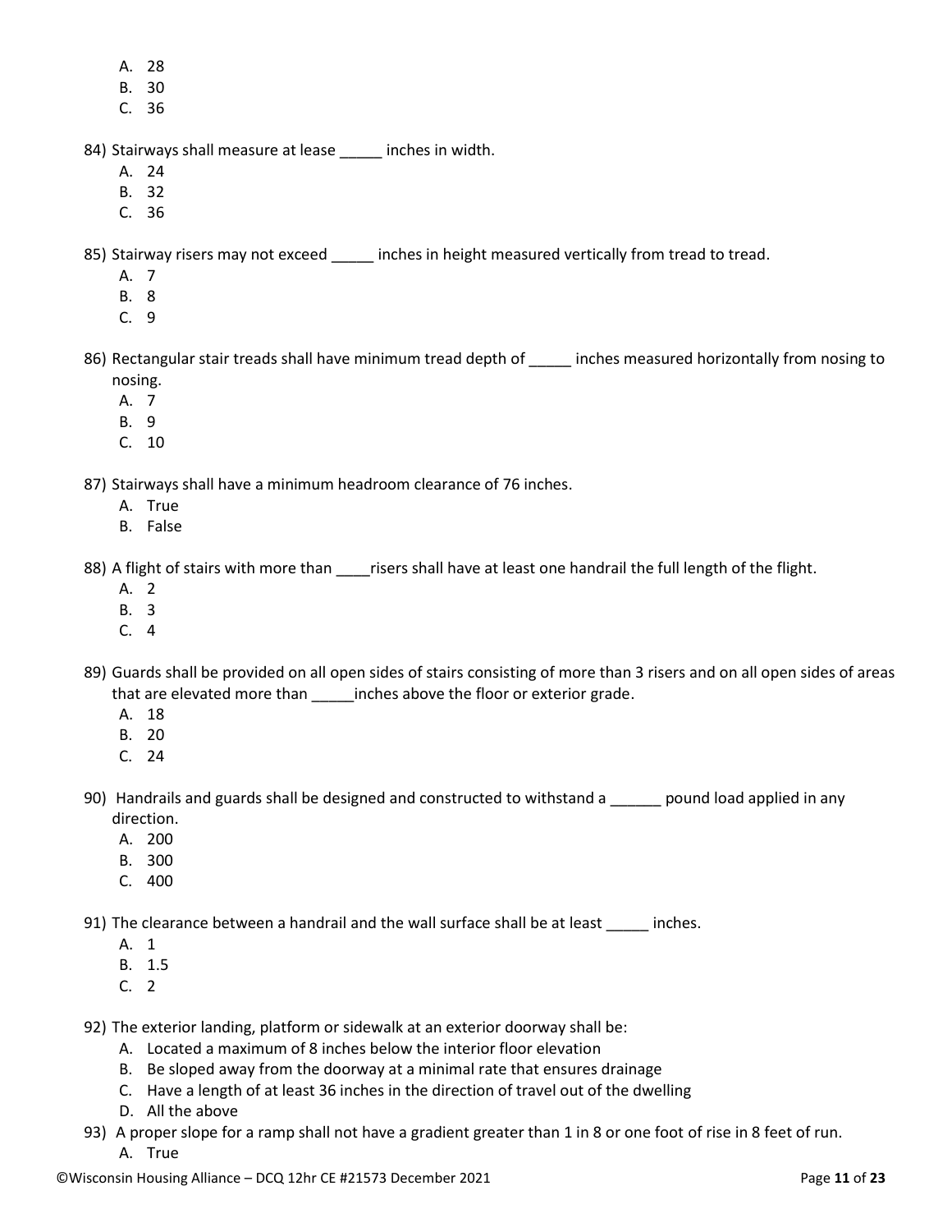A. 28
B. 30
C. 36

84) Stairways shall measure at lease _____ inches in width.
A. 24
B. 32
C. 36

85) Stairway risers may not exceed _____ inches in height measured vertically from tread to tread.
A. 7
B. 8
C. 9

86) Rectangular stair treads shall have minimum tread depth of _____ inches measured horizontally from nosing to nosing.
A. 7
B. 9
C. 10

87) Stairways shall have a minimum headroom clearance of 76 inches.
A. True
B. False

88) A flight of stairs with more than ____risers shall have at least one handrail the full length of the flight.
A. 2
B. 3
C. 4

89) Guards shall be provided on all open sides of stairs consisting of more than 3 risers and on all open sides of areas that are elevated more than _____inches above the floor or exterior grade.
A. 18
B. 20
C. 24

90) Handrails and guards shall be designed and constructed to withstand a ______ pound load applied in any direction.
A. 200
B. 300
C. 400

91) The clearance between a handrail and the wall surface shall be at least _____ inches.
A. 1
B. 1.5
C. 2

92) The exterior landing, platform or sidewalk at an exterior doorway shall be:
A. Located a maximum of 8 inches below the interior floor elevation
B. Be sloped away from the doorway at a minimal rate that ensures drainage
C. Have a length of at least 36 inches in the direction of travel out of the dwelling
D. All the above

93) A proper slope for a ramp shall not have a gradient greater than 1 in 8 or one foot of rise in 8 feet of run.
A. True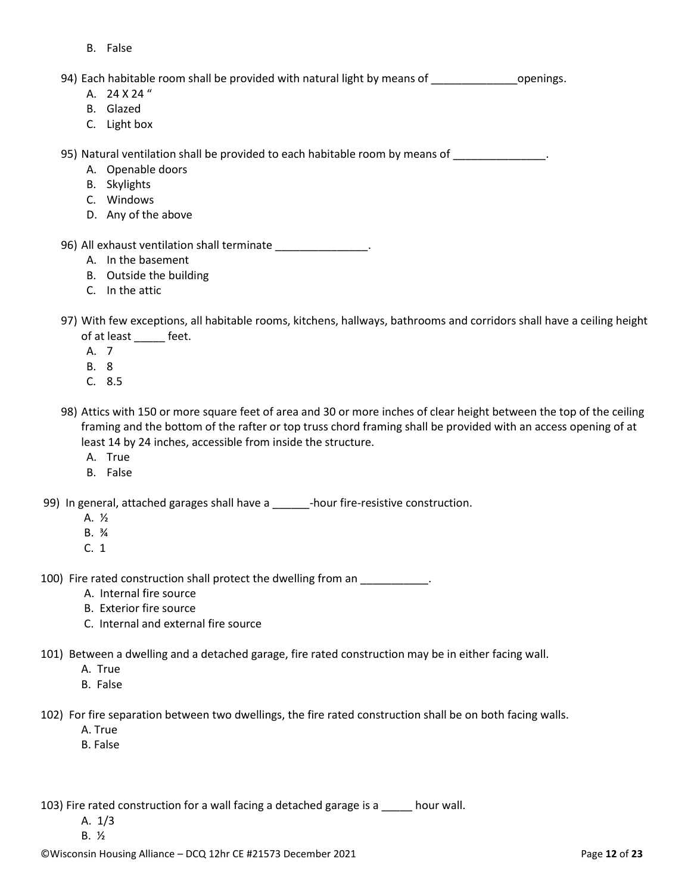B. False

94) Each habitable room shall be provided with natural light by means of ______________openings.

A. 24 X 24 "
B. Glazed
C. Light box

95) Natural ventilation shall be provided to each habitable room by means of _______________.

A. Openable doors
B. Skylights
C. Windows
D. Any of the above

96) All exhaust ventilation shall terminate _______________.

A. In the basement
B. Outside the building
C. In the attic

97) With few exceptions, all habitable rooms, kitchens, hallways, bathrooms and corridors shall have a ceiling height of at least _____ feet.

A. 7
B. 8
C. 8.5

98) Attics with 150 or more square feet of area and 30 or more inches of clear height between the top of the ceiling framing and the bottom of the rafter or top truss chord framing shall be provided with an access opening of at least 14 by 24 inches, accessible from inside the structure.

A. True
B. False

99) In general, attached garages shall have a ______-hour fire-resistive construction.

A. ½
B. ¾
C. 1

100) Fire rated construction shall protect the dwelling from an ___________.

A. Internal fire source
B. Exterior fire source
C. Internal and external fire source

101) Between a dwelling and a detached garage, fire rated construction may be in either facing wall.

A. True
B. False

102) For fire separation between two dwellings, the fire rated construction shall be on both facing walls.

A. True
B. False

103) Fire rated construction for a wall facing a detached garage is a _____ hour wall.

A. 1/3
B. ½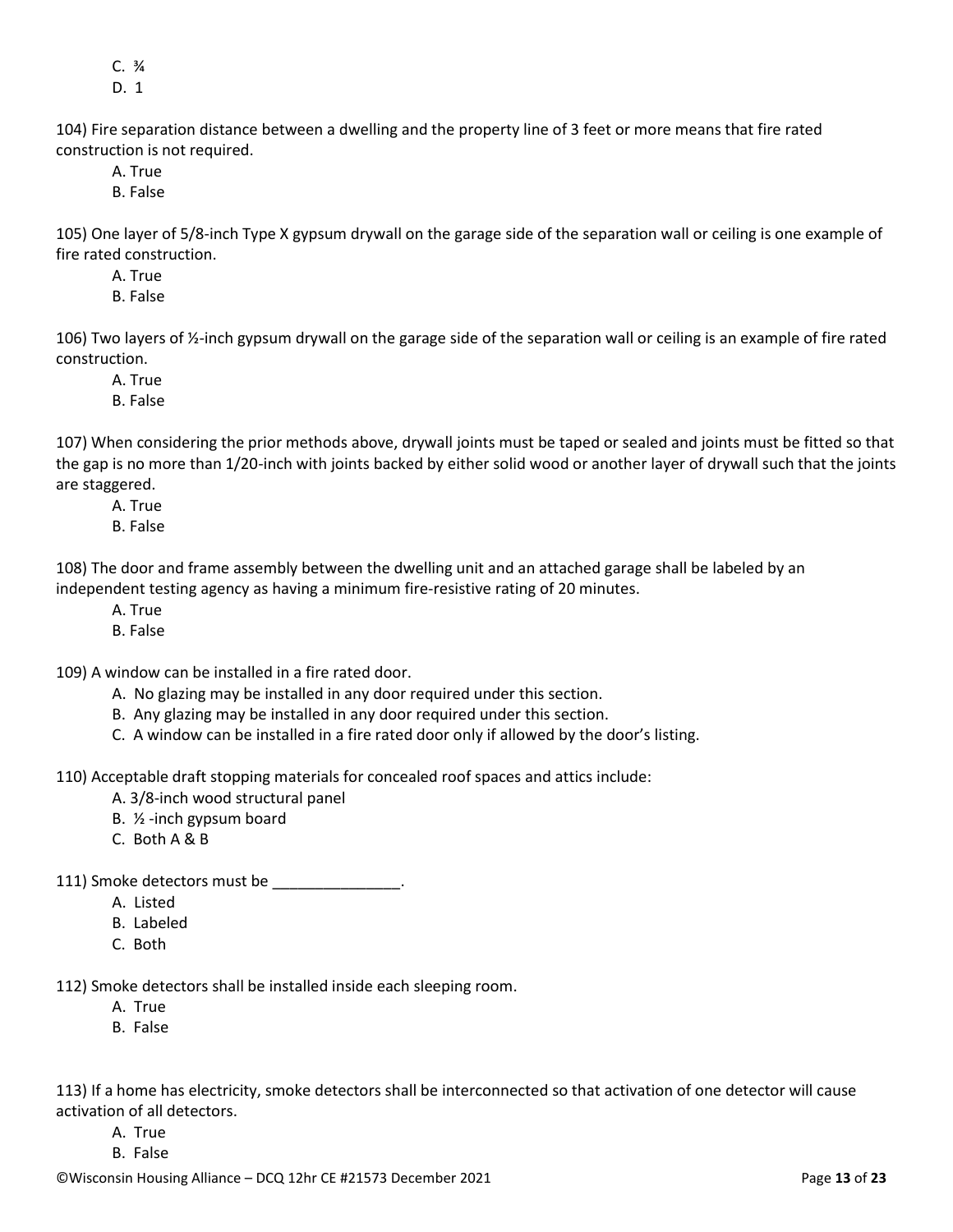C. ¾
D. 1

104) Fire separation distance between a dwelling and the property line of 3 feet or more means that fire rated construction is not required.

A. True
B. False

105) One layer of 5/8-inch Type X gypsum drywall on the garage side of the separation wall or ceiling is one example of fire rated construction.

A. True
B. False

106) Two layers of ½-inch gypsum drywall on the garage side of the separation wall or ceiling is an example of fire rated construction.

A. True
B. False

107) When considering the prior methods above, drywall joints must be taped or sealed and joints must be fitted so that the gap is no more than 1/20-inch with joints backed by either solid wood or another layer of drywall such that the joints are staggered.

A. True
B. False

108) The door and frame assembly between the dwelling unit and an attached garage shall be labeled by an independent testing agency as having a minimum fire-resistive rating of 20 minutes.

A. True
B. False

109) A window can be installed in a fire rated door.

A. No glazing may be installed in any door required under this section.
B. Any glazing may be installed in any door required under this section.
C. A window can be installed in a fire rated door only if allowed by the door's listing.

110) Acceptable draft stopping materials for concealed roof spaces and attics include:

A. 3/8-inch wood structural panel
B. ½ -inch gypsum board
C. Both A & B

111) Smoke detectors must be _______________.

A. Listed
B. Labeled
C. Both

112) Smoke detectors shall be installed inside each sleeping room.

A. True
B. False

113) If a home has electricity, smoke detectors shall be interconnected so that activation of one detector will cause activation of all detectors.

A. True
B. False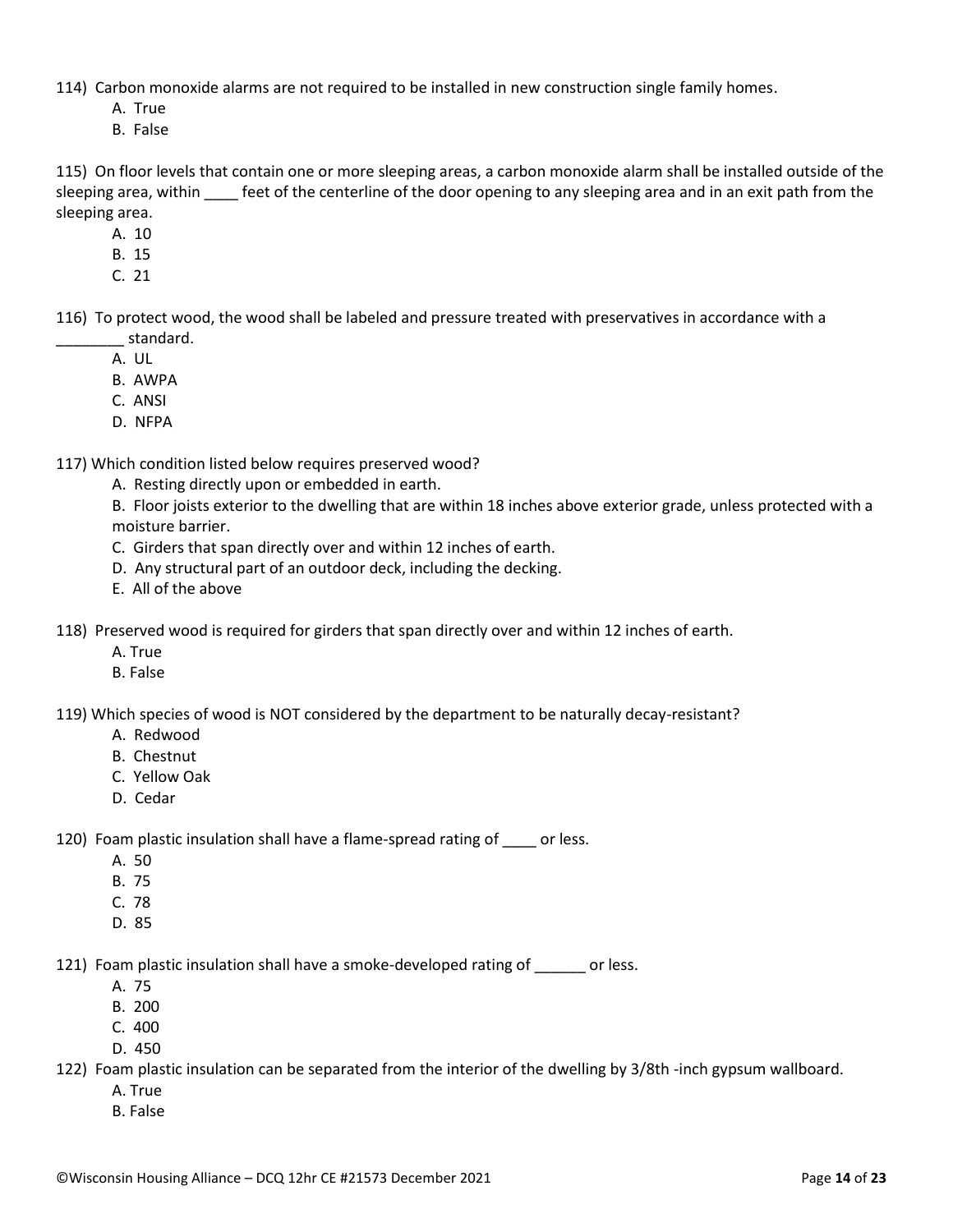114) Carbon monoxide alarms are not required to be installed in new construction single family homes.

A. True
B. False

115) On floor levels that contain one or more sleeping areas, a carbon monoxide alarm shall be installed outside of the sleeping area, within ____ feet of the centerline of the door opening to any sleeping area and in an exit path from the sleeping area.

A. 10
B. 15
C. 21

116) To protect wood, the wood shall be labeled and pressure treated with preservatives in accordance with a ________ standard.

A. UL
B. AWPA
C. ANSI
D. NFPA

117) Which condition listed below requires preserved wood?

A. Resting directly upon or embedded in earth.
B. Floor joists exterior to the dwelling that are within 18 inches above exterior grade, unless protected with a moisture barrier.
C. Girders that span directly over and within 12 inches of earth.
D. Any structural part of an outdoor deck, including the decking.
E. All of the above

118) Preserved wood is required for girders that span directly over and within 12 inches of earth.

A. True
B. False

119) Which species of wood is NOT considered by the department to be naturally decay-resistant?

A. Redwood
B. Chestnut
C. Yellow Oak
D. Cedar

120) Foam plastic insulation shall have a flame-spread rating of ____ or less.

A. 50
B. 75
C. 78
D. 85

121) Foam plastic insulation shall have a smoke-developed rating of ______ or less.

A. 75
B. 200
C. 400
D. 450

122) Foam plastic insulation can be separated from the interior of the dwelling by 3/8th -inch gypsum wallboard.

A. True
B. False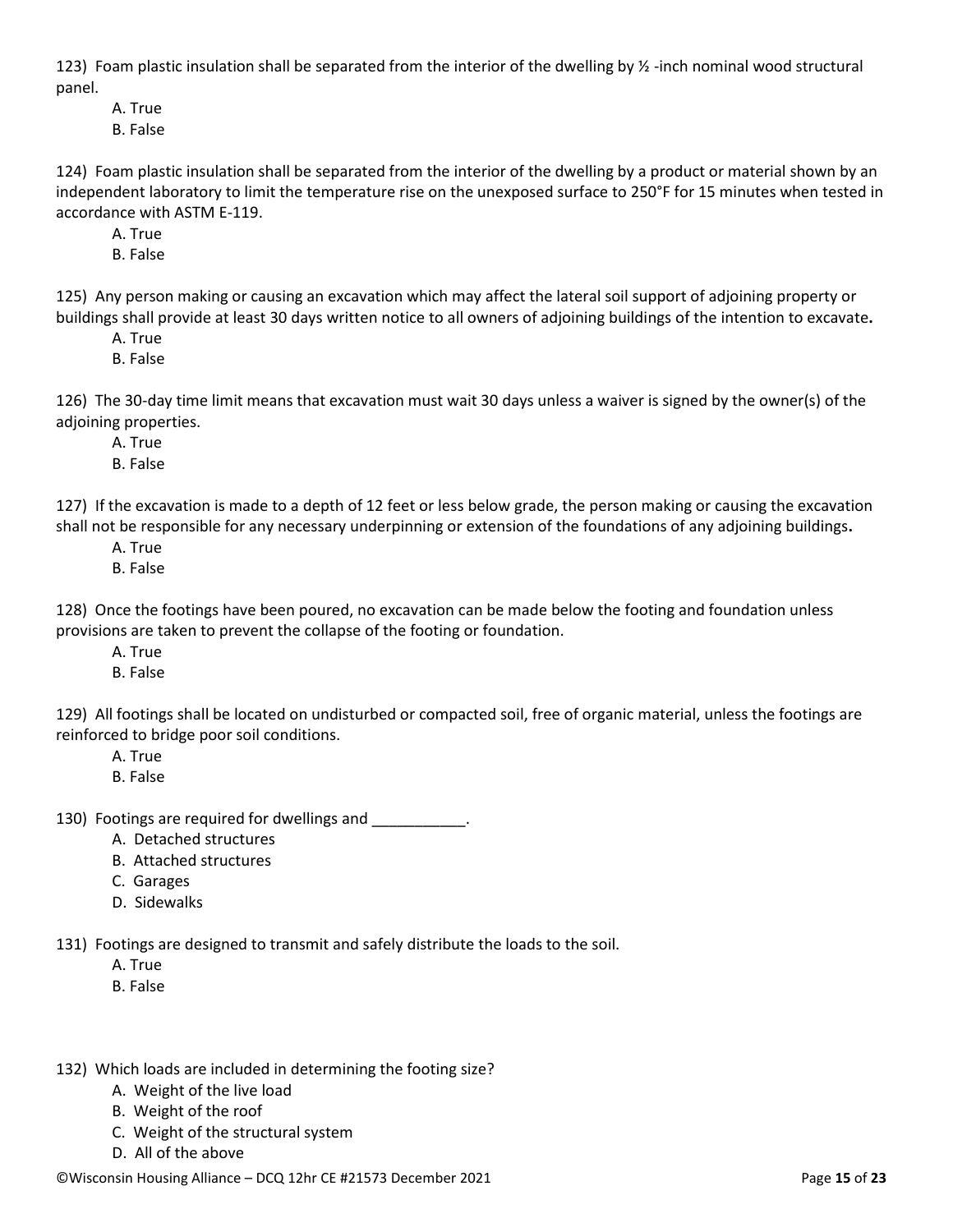123) Foam plastic insulation shall be separated from the interior of the dwelling by ½ -inch nominal wood structural panel.

A. True
B. False

124) Foam plastic insulation shall be separated from the interior of the dwelling by a product or material shown by an independent laboratory to limit the temperature rise on the unexposed surface to 250°F for 15 minutes when tested in accordance with ASTM E-119.

A. True
B. False

125) Any person making or causing an excavation which may affect the lateral soil support of adjoining property or buildings shall provide at least 30 days written notice to all owners of adjoining buildings of the intention to excavate**.**

A. True
B. False

126) The 30-day time limit means that excavation must wait 30 days unless a waiver is signed by the owner(s) of the adjoining properties.

A. True
B. False

127) If the excavation is made to a depth of 12 feet or less below grade, the person making or causing the excavation shall not be responsible for any necessary underpinning or extension of the foundations of any adjoining buildings**.**

A. True
B. False

128) Once the footings have been poured, no excavation can be made below the footing and foundation unless provisions are taken to prevent the collapse of the footing or foundation.

A. True
B. False

129) All footings shall be located on undisturbed or compacted soil, free of organic material, unless the footings are reinforced to bridge poor soil conditions.

A. True
B. False

130) Footings are required for dwellings and ___________.

A. Detached structures
B. Attached structures
C. Garages
D. Sidewalks

131) Footings are designed to transmit and safely distribute the loads to the soil.

A. True
B. False

132) Which loads are included in determining the footing size?

A. Weight of the live load
B. Weight of the roof
C. Weight of the structural system
D. All of the above

©Wisconsin Housing Alliance – DCQ 12hr CE #21573 December 2021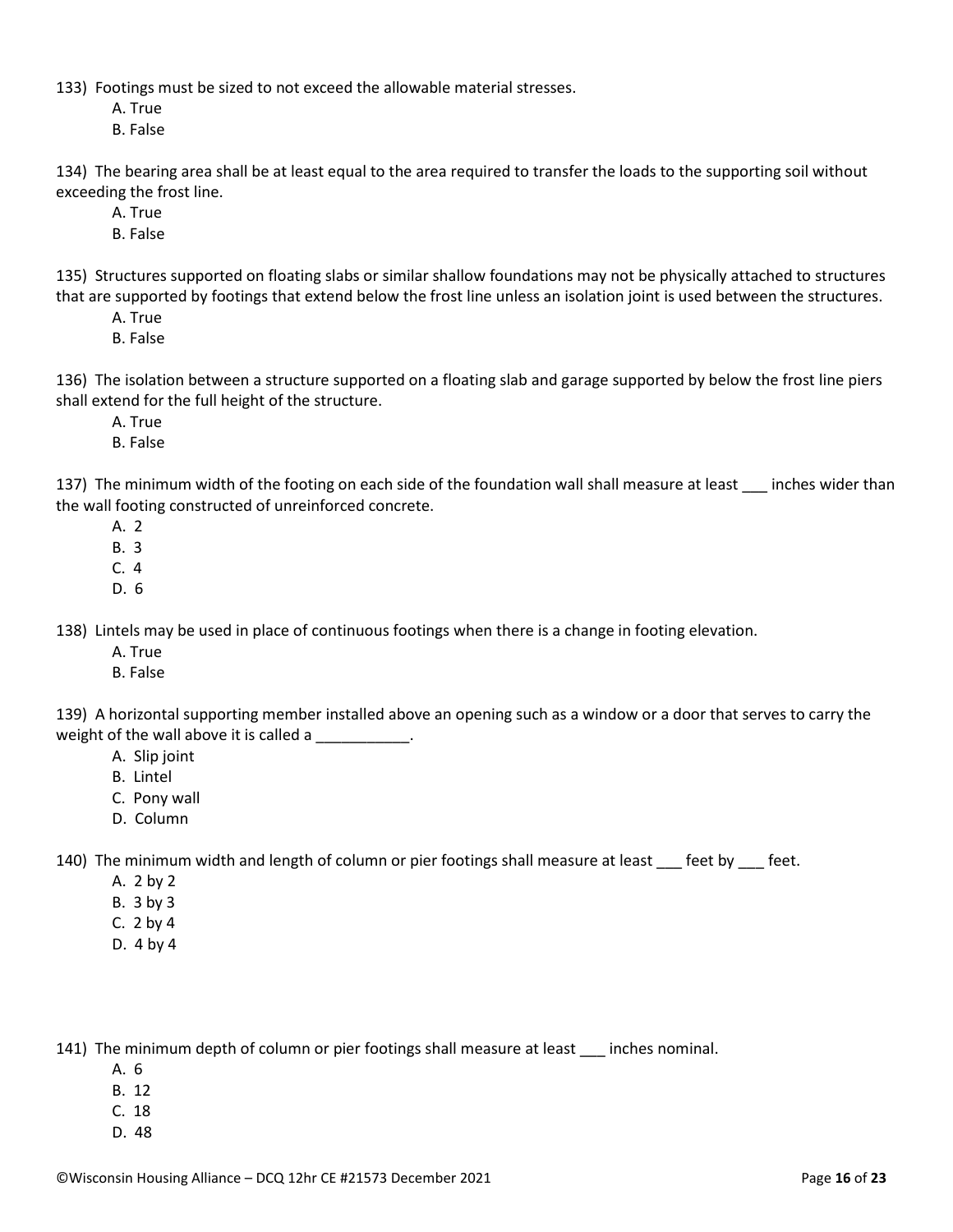133) Footings must be sized to not exceed the allowable material stresses.

A. True
B. False

134) The bearing area shall be at least equal to the area required to transfer the loads to the supporting soil without exceeding the frost line.

A. True
B. False

135) Structures supported on floating slabs or similar shallow foundations may not be physically attached to structures that are supported by footings that extend below the frost line unless an isolation joint is used between the structures.

A. True
B. False

136) The isolation between a structure supported on a floating slab and garage supported by below the frost line piers shall extend for the full height of the structure.

A. True
B. False

137) The minimum width of the footing on each side of the foundation wall shall measure at least ___ inches wider than the wall footing constructed of unreinforced concrete.

A. 2
B. 3
C. 4
D. 6

138) Lintels may be used in place of continuous footings when there is a change in footing elevation.

A. True
B. False

139) A horizontal supporting member installed above an opening such as a window or a door that serves to carry the weight of the wall above it is called a ___________.

A. Slip joint
B. Lintel
C. Pony wall
D. Column

140) The minimum width and length of column or pier footings shall measure at least ___ feet by ___ feet.

A. 2 by 2
B. 3 by 3
C. 2 by 4
D. 4 by 4

141) The minimum depth of column or pier footings shall measure at least ___ inches nominal.

A. 6
B. 12
C. 18
D. 48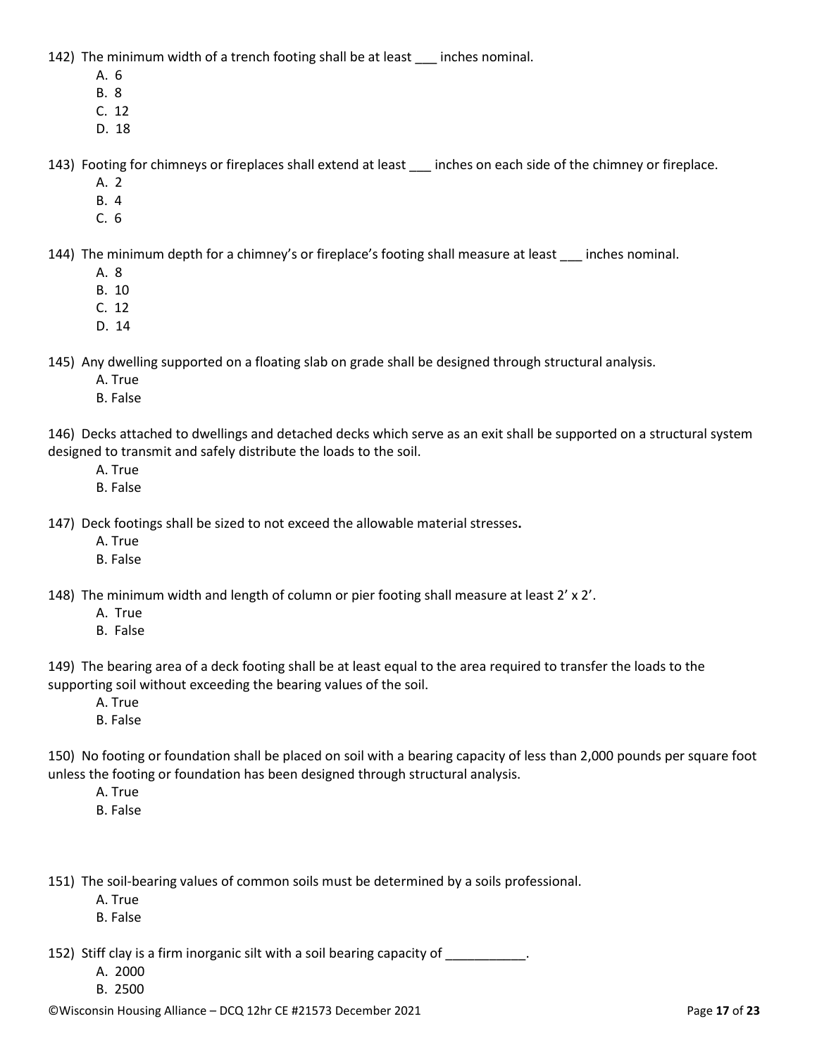142) The minimum width of a trench footing shall be at least ___ inches nominal.

A. 6
B. 8
C. 12
D. 18

143) Footing for chimneys or fireplaces shall extend at least ___ inches on each side of the chimney or fireplace.

A. 2
B. 4
C. 6

144) The minimum depth for a chimney's or fireplace's footing shall measure at least ___ inches nominal.

A. 8
B. 10
C. 12
D. 14

145) Any dwelling supported on a floating slab on grade shall be designed through structural analysis.

A. True
B. False

146) Decks attached to dwellings and detached decks which serve as an exit shall be supported on a structural system designed to transmit and safely distribute the loads to the soil.

A. True
B. False

147) Deck footings shall be sized to not exceed the allowable material stresses**.**

A. True
B. False

148) The minimum width and length of column or pier footing shall measure at least 2' x 2'.

A. True
B. False

149) The bearing area of a deck footing shall be at least equal to the area required to transfer the loads to the supporting soil without exceeding the bearing values of the soil.

A. True
B. False

150) No footing or foundation shall be placed on soil with a bearing capacity of less than 2,000 pounds per square foot unless the footing or foundation has been designed through structural analysis.

A. True
B. False

151) The soil-bearing values of common soils must be determined by a soils professional.

A. True
B. False

152) Stiff clay is a firm inorganic silt with a soil bearing capacity of ___________.

A. 2000
B. 2500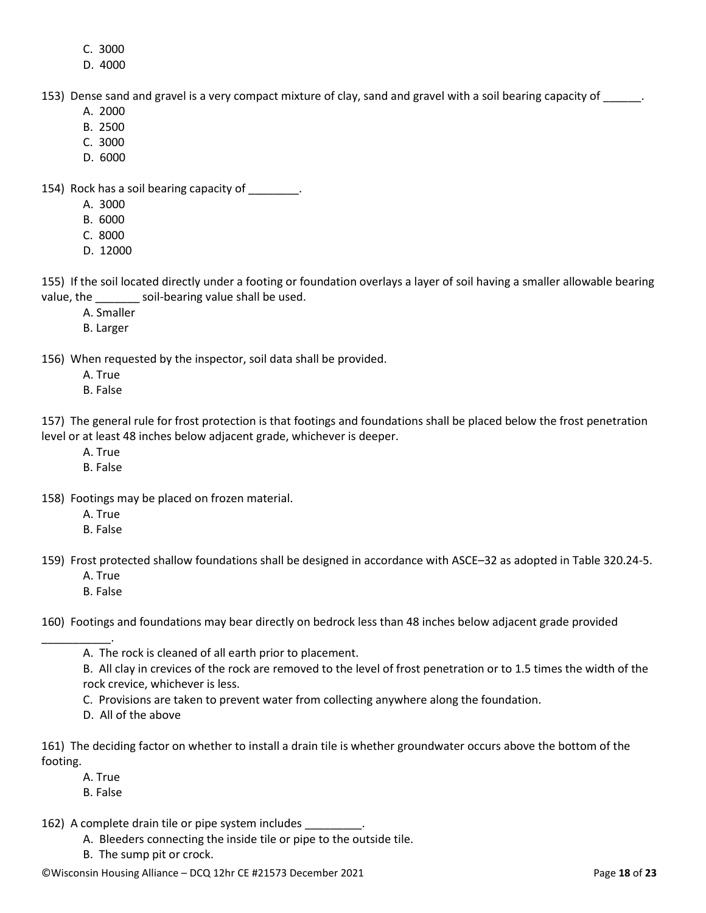C. 3000
D. 4000

153) Dense sand and gravel is a very compact mixture of clay, sand and gravel with a soil bearing capacity of ______.

A. 2000
B. 2500
C. 3000
D. 6000

154) Rock has a soil bearing capacity of ________.

A. 3000
B. 6000
C. 8000
D. 12000

155) If the soil located directly under a footing or foundation overlays a layer of soil having a smaller allowable bearing value, the _______ soil-bearing value shall be used.

A. Smaller
B. Larger

156) When requested by the inspector, soil data shall be provided.

A. True
B. False

157) The general rule for frost protection is that footings and foundations shall be placed below the frost penetration level or at least 48 inches below adjacent grade, whichever is deeper.

A. True
B. False

158) Footings may be placed on frozen material.

A. True
B. False

159) Frost protected shallow foundations shall be designed in accordance with ASCE–32 as adopted in Table 320.24-5.

A. True
B. False

160) Footings and foundations may bear directly on bedrock less than 48 inches below adjacent grade provided ___________.

A. The rock is cleaned of all earth prior to placement.
B. All clay in crevices of the rock are removed to the level of frost penetration or to 1.5 times the width of the rock crevice, whichever is less.
C. Provisions are taken to prevent water from collecting anywhere along the foundation.
D. All of the above

161) The deciding factor on whether to install a drain tile is whether groundwater occurs above the bottom of the footing.

A. True
B. False

162) A complete drain tile or pipe system includes _________.

A. Bleeders connecting the inside tile or pipe to the outside tile.
B. The sump pit or crock.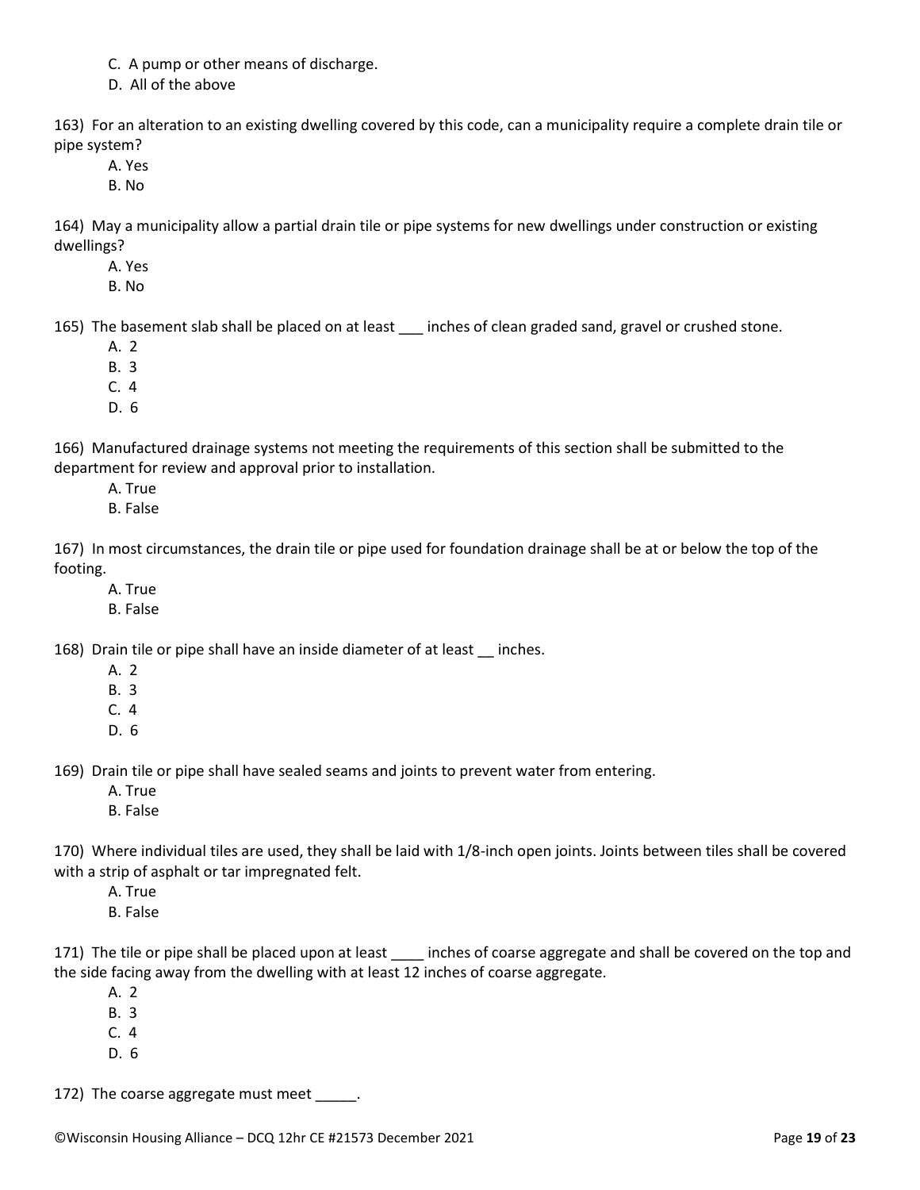C. A pump or other means of discharge.

D. All of the above

163) For an alteration to an existing dwelling covered by this code, can a municipality require a complete drain tile or pipe system?

A. Yes

B. No

164) May a municipality allow a partial drain tile or pipe systems for new dwellings under construction or existing dwellings?

A. Yes

B. No

165) The basement slab shall be placed on at least ___ inches of clean graded sand, gravel or crushed stone.

A. 2

B. 3

C. 4

D. 6

166) Manufactured drainage systems not meeting the requirements of this section shall be submitted to the department for review and approval prior to installation.

A. True

B. False

167) In most circumstances, the drain tile or pipe used for foundation drainage shall be at or below the top of the footing.

A. True

B. False

168) Drain tile or pipe shall have an inside diameter of at least __ inches.

A. 2

B. 3

C. 4

D. 6

169) Drain tile or pipe shall have sealed seams and joints to prevent water from entering.

A. True

B. False

170) Where individual tiles are used, they shall be laid with 1/8-inch open joints. Joints between tiles shall be covered with a strip of asphalt or tar impregnated felt.

A. True

B. False

171) The tile or pipe shall be placed upon at least ____ inches of coarse aggregate and shall be covered on the top and the side facing away from the dwelling with at least 12 inches of coarse aggregate.

A. 2

B. 3

C. 4

D. 6

172) The coarse aggregate must meet _____.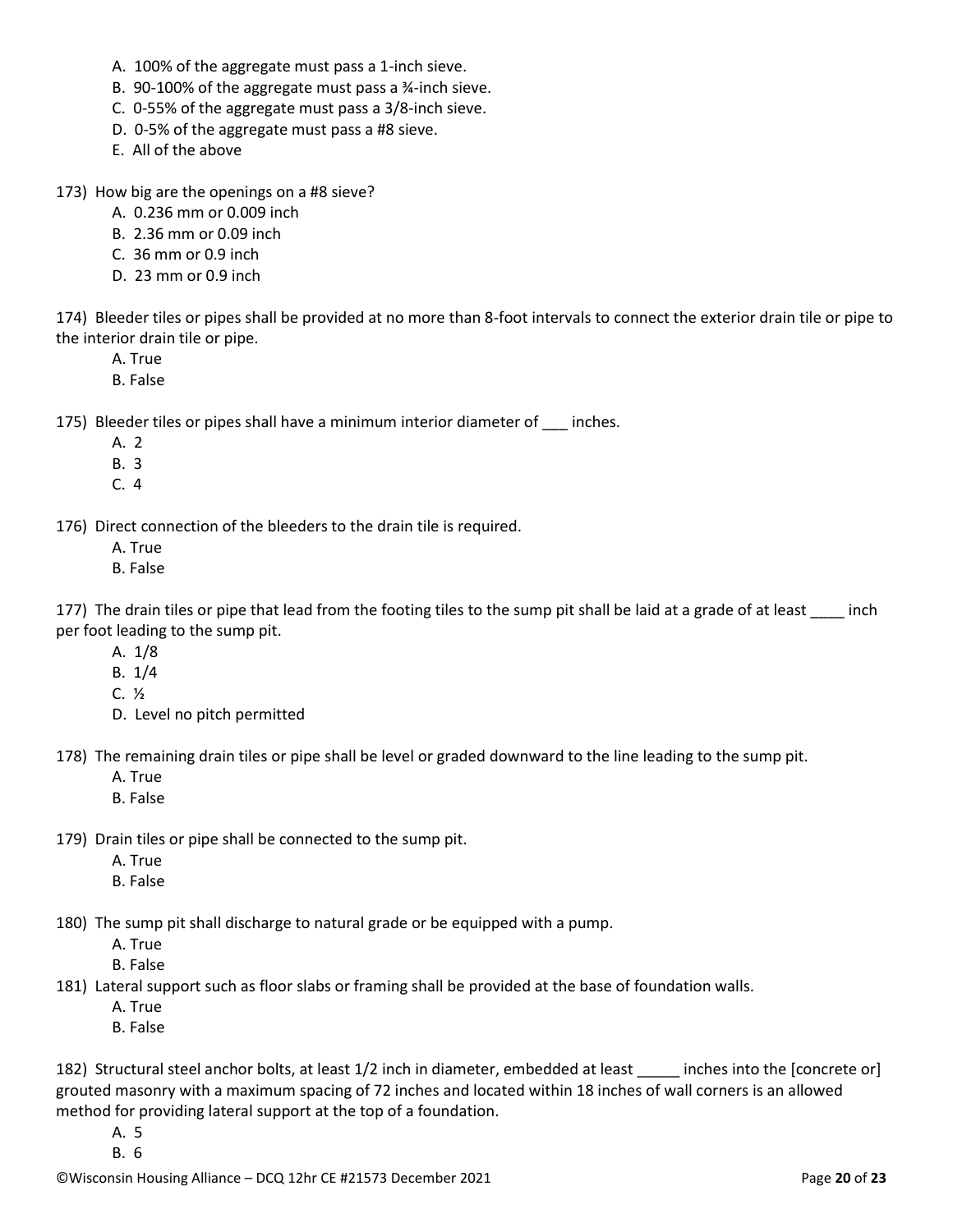A. 100% of the aggregate must pass a 1-inch sieve.
B. 90-100% of the aggregate must pass a ¾-inch sieve.
C. 0-55% of the aggregate must pass a 3/8-inch sieve.
D. 0-5% of the aggregate must pass a #8 sieve.
E. All of the above

173) How big are the openings on a #8 sieve?
A. 0.236 mm or 0.009 inch
B. 2.36 mm or 0.09 inch
C. 36 mm or 0.9 inch
D. 23 mm or 0.9 inch

174) Bleeder tiles or pipes shall be provided at no more than 8-foot intervals to connect the exterior drain tile or pipe to the interior drain tile or pipe.
A. True
B. False

175) Bleeder tiles or pipes shall have a minimum interior diameter of ___ inches.
A. 2
B. 3
C. 4

176) Direct connection of the bleeders to the drain tile is required.
A. True
B. False

177) The drain tiles or pipe that lead from the footing tiles to the sump pit shall be laid at a grade of at least ____ inch per foot leading to the sump pit.
A. 1/8
B. 1/4
C. ½
D. Level no pitch permitted

178) The remaining drain tiles or pipe shall be level or graded downward to the line leading to the sump pit.
A. True
B. False

179) Drain tiles or pipe shall be connected to the sump pit.
A. True
B. False

180) The sump pit shall discharge to natural grade or be equipped with a pump.
A. True
B. False

181) Lateral support such as floor slabs or framing shall be provided at the base of foundation walls.
A. True
B. False

182) Structural steel anchor bolts, at least 1/2 inch in diameter, embedded at least _____ inches into the [concrete or] grouted masonry with a maximum spacing of 72 inches and located within 18 inches of wall corners is an allowed method for providing lateral support at the top of a foundation.
A. 5
B. 6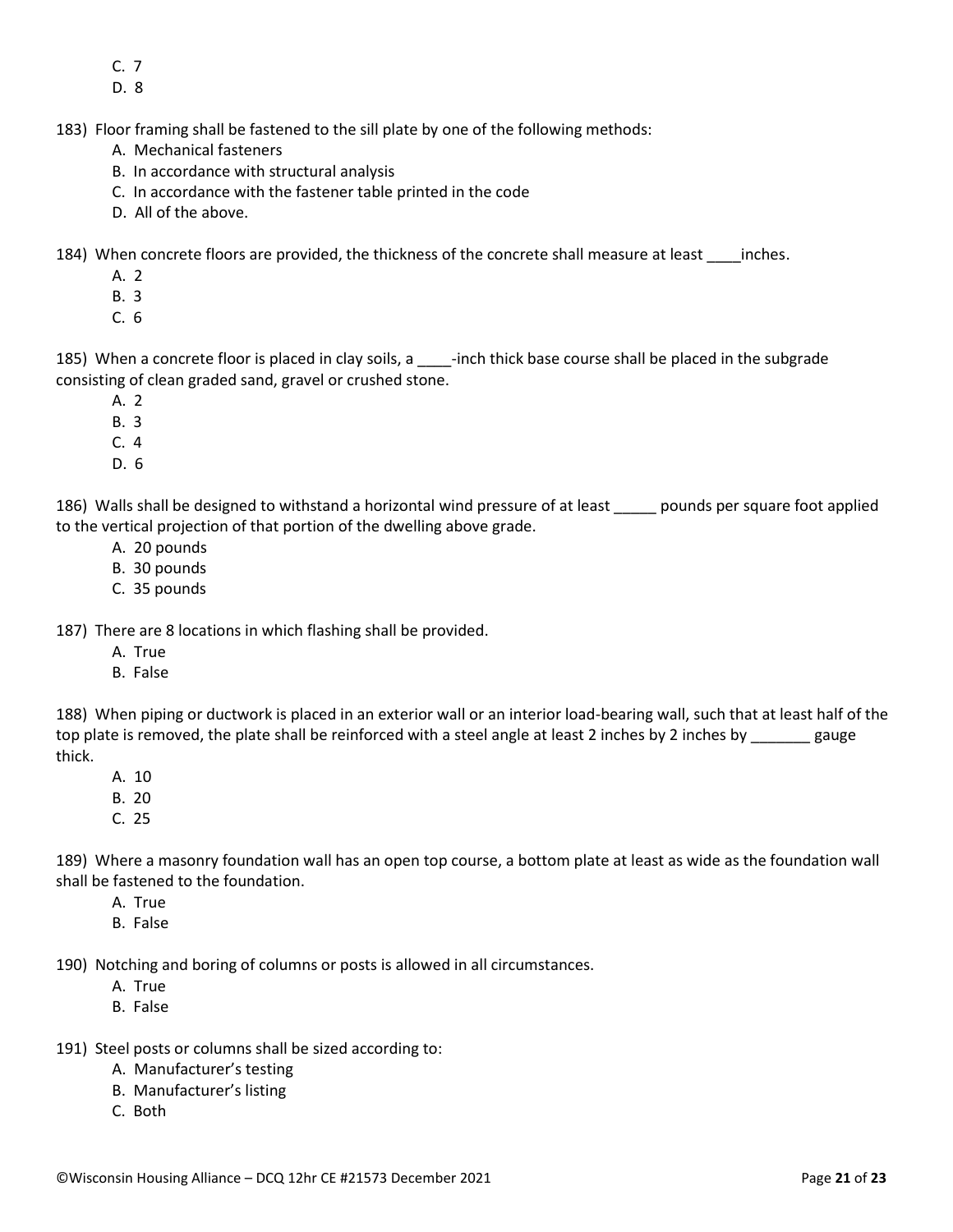C. 7
D. 8

183) Floor framing shall be fastened to the sill plate by one of the following methods:
   A. Mechanical fasteners
   B. In accordance with structural analysis
   C. In accordance with the fastener table printed in the code
   D. All of the above.

184) When concrete floors are provided, the thickness of the concrete shall measure at least ____inches.
   A. 2
   B. 3
   C. 6

185) When a concrete floor is placed in clay soils, a ____-inch thick base course shall be placed in the subgrade consisting of clean graded sand, gravel or crushed stone.
   A. 2
   B. 3
   C. 4
   D. 6

186) Walls shall be designed to withstand a horizontal wind pressure of at least _____ pounds per square foot applied to the vertical projection of that portion of the dwelling above grade.
   A. 20 pounds
   B. 30 pounds
   C. 35 pounds

187) There are 8 locations in which flashing shall be provided.
   A. True
   B. False

188) When piping or ductwork is placed in an exterior wall or an interior load-bearing wall, such that at least half of the top plate is removed, the plate shall be reinforced with a steel angle at least 2 inches by 2 inches by _______ gauge thick.
   A. 10
   B. 20
   C. 25

189) Where a masonry foundation wall has an open top course, a bottom plate at least as wide as the foundation wall shall be fastened to the foundation.
   A. True
   B. False

190) Notching and boring of columns or posts is allowed in all circumstances.
   A. True
   B. False

191) Steel posts or columns shall be sized according to:
   A. Manufacturer's testing
   B. Manufacturer's listing
   C. Both

©Wisconsin Housing Alliance – DCQ 12hr CE #21573 December 2021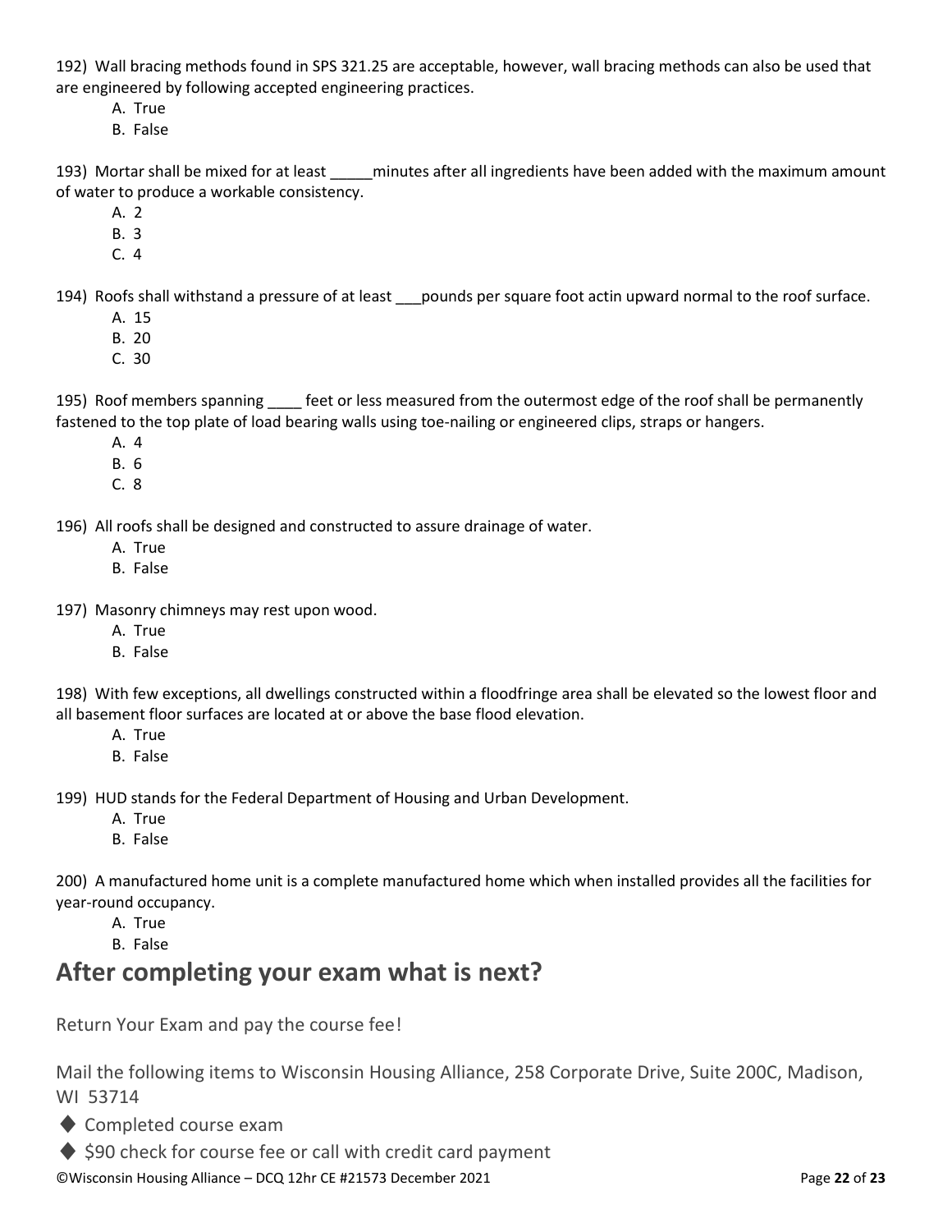192) Wall bracing methods found in SPS 321.25 are acceptable, however, wall bracing methods can also be used that are engineered by following accepted engineering practices.

A. True
B. False

193) Mortar shall be mixed for at least _____minutes after all ingredients have been added with the maximum amount of water to produce a workable consistency.

A. 2
B. 3
C. 4

194) Roofs shall withstand a pressure of at least ___pounds per square foot actin upward normal to the roof surface.

A. 15
B. 20
C. 30

195) Roof members spanning ____ feet or less measured from the outermost edge of the roof shall be permanently fastened to the top plate of load bearing walls using toe-nailing or engineered clips, straps or hangers.

A. 4
B. 6
C. 8

196) All roofs shall be designed and constructed to assure drainage of water.

A. True
B. False

197) Masonry chimneys may rest upon wood.

A. True
B. False

198) With few exceptions, all dwellings constructed within a floodfringe area shall be elevated so the lowest floor and all basement floor surfaces are located at or above the base flood elevation.

A. True
B. False

199) HUD stands for the Federal Department of Housing and Urban Development.

A. True
B. False

200) A manufactured home unit is a complete manufactured home which when installed provides all the facilities for year-round occupancy.

A. True
B. False

## After completing your exam what is next?

Return Your Exam and pay the course fee!

Mail the following items to Wisconsin Housing Alliance, 258 Corporate Drive, Suite 200C, Madison, WI 53714

- Completed course exam
- $90 check for course fee or call with credit card payment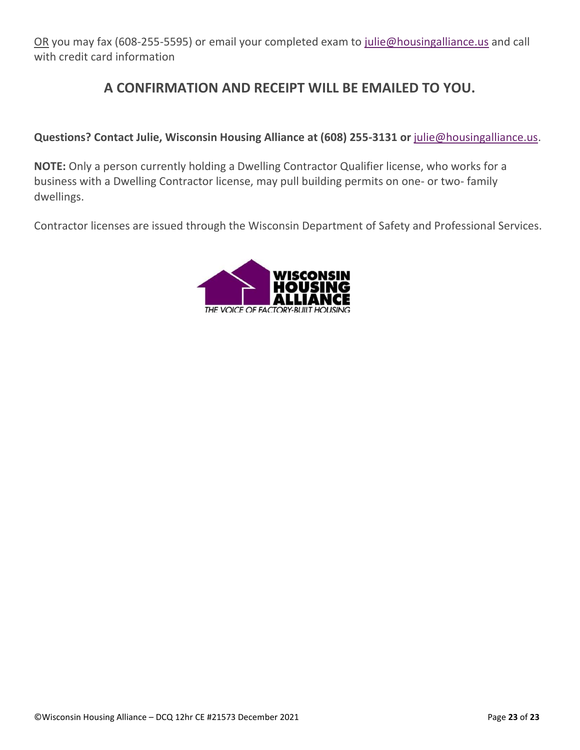OR you may fax (608-255-5595) or email your completed exam to julie@housingalliance.us and call with credit card information

## A CONFIRMATION AND RECEIPT WILL BE EMAILED TO YOU.

**Questions? Contact Julie, Wisconsin Housing Alliance at (608) 255-3131 or** julie@housingalliance.us.

**NOTE:** Only a person currently holding a Dwelling Contractor Qualifier license, who works for a business with a Dwelling Contractor license, may pull building permits on one- or two- family dwellings.

Contractor licenses are issued through the Wisconsin Department of Safety and Professional Services.

WISCONSIN HOUSING ALLIANCE
THE VOICE OF FACTORY-BUILT HOUSING